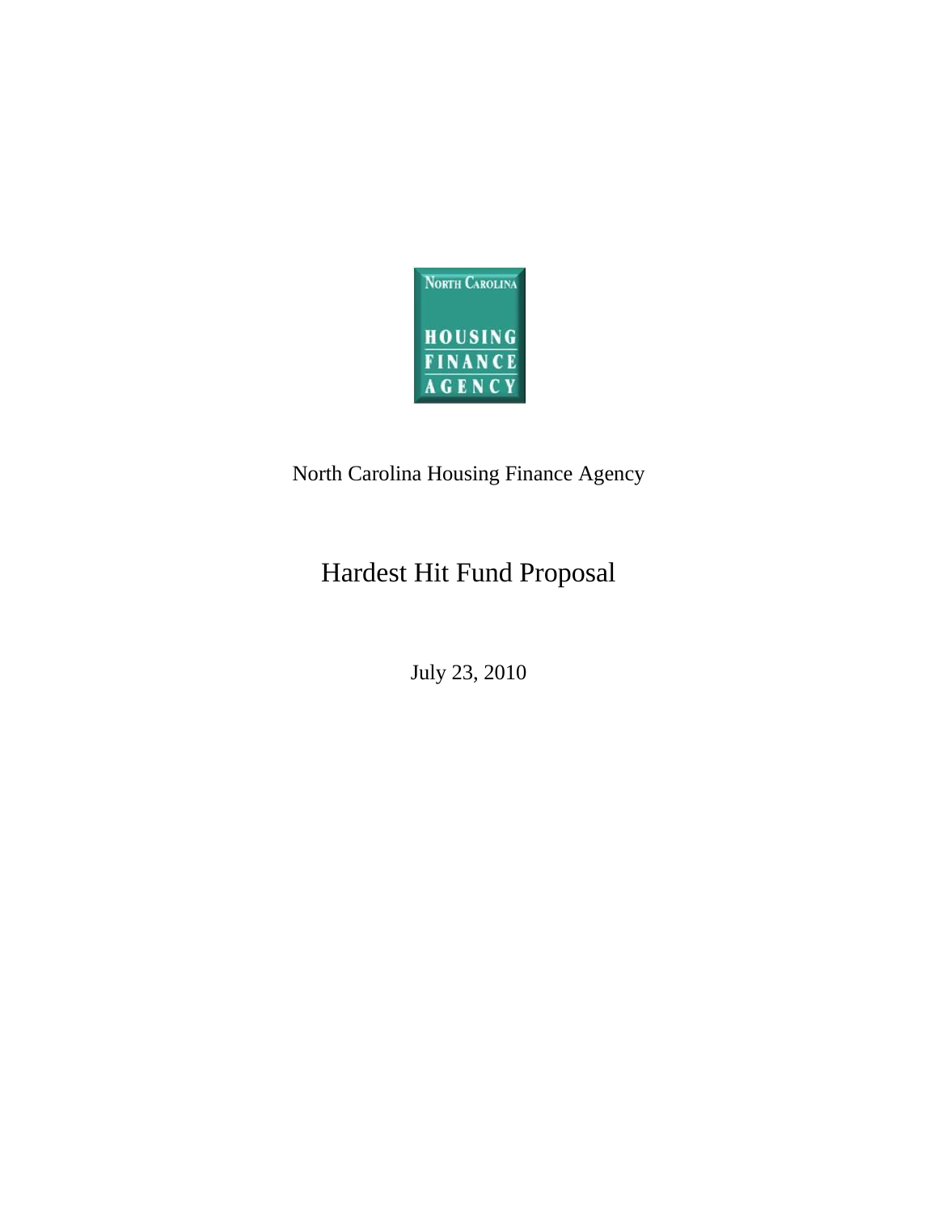North Carolina Housing Finance Agency

# Hardest Hit Fund Proposal

July 23, 2010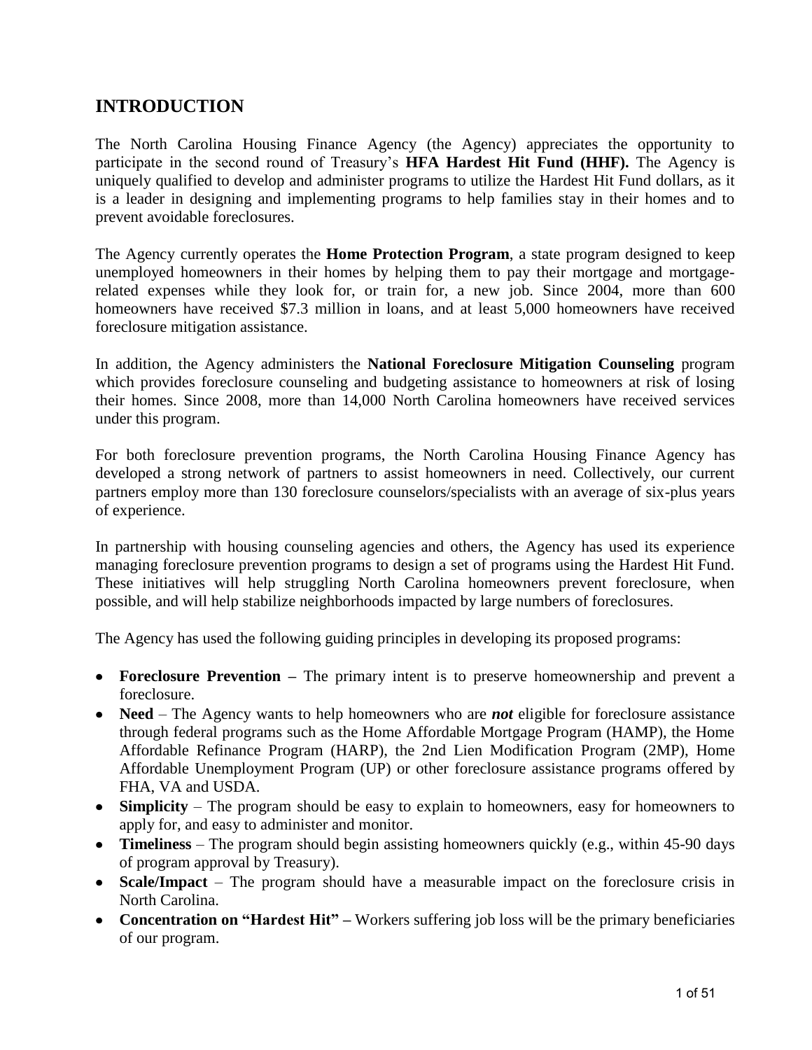## INTRODUCTION

The North Carolina Housing Finance Agency (the Agency) appreciates the opportunity to participate in the second round of Treasury's **HFA Hardest Hit Fund (HHF).** The Agency is uniquely qualified to develop and administer programs to utilize the Hardest Hit Fund dollars, as it is a leader in designing and implementing programs to help families stay in their homes and to prevent avoidable foreclosures.

The Agency currently operates the **Home Protection Program**, a state program designed to keep unemployed homeowners in their homes by helping them to pay their mortgage and mortgage-related expenses while they look for, or train for, a new job. Since 2004, more than 600 homeowners have received $7.3 million in loans, and at least 5,000 homeowners have received foreclosure mitigation assistance.

In addition, the Agency administers the **National Foreclosure Mitigation Counseling** program which provides foreclosure counseling and budgeting assistance to homeowners at risk of losing their homes. Since 2008, more than 14,000 North Carolina homeowners have received services under this program.

For both foreclosure prevention programs, the North Carolina Housing Finance Agency has developed a strong network of partners to assist homeowners in need. Collectively, our current partners employ more than 130 foreclosure counselors/specialists with an average of six-plus years of experience.

In partnership with housing counseling agencies and others, the Agency has used its experience managing foreclosure prevention programs to design a set of programs using the Hardest Hit Fund. These initiatives will help struggling North Carolina homeowners prevent foreclosure, when possible, and will help stabilize neighborhoods impacted by large numbers of foreclosures.

The Agency has used the following guiding principles in developing its proposed programs:

- **Foreclosure Prevention –** The primary intent is to preserve homeownership and prevent a foreclosure.
- **Need** – The Agency wants to help homeowners who are ***not*** eligible for foreclosure assistance through federal programs such as the Home Affordable Mortgage Program (HAMP), the Home Affordable Refinance Program (HARP), the 2nd Lien Modification Program (2MP), Home Affordable Unemployment Program (UP) or other foreclosure assistance programs offered by FHA, VA and USDA.
- **Simplicity** – The program should be easy to explain to homeowners, easy for homeowners to apply for, and easy to administer and monitor.
- **Timeliness** – The program should begin assisting homeowners quickly (e.g., within 45-90 days of program approval by Treasury).
- **Scale/Impact** – The program should have a measurable impact on the foreclosure crisis in North Carolina.
- **Concentration on "Hardest Hit" –** Workers suffering job loss will be the primary beneficiaries of our program.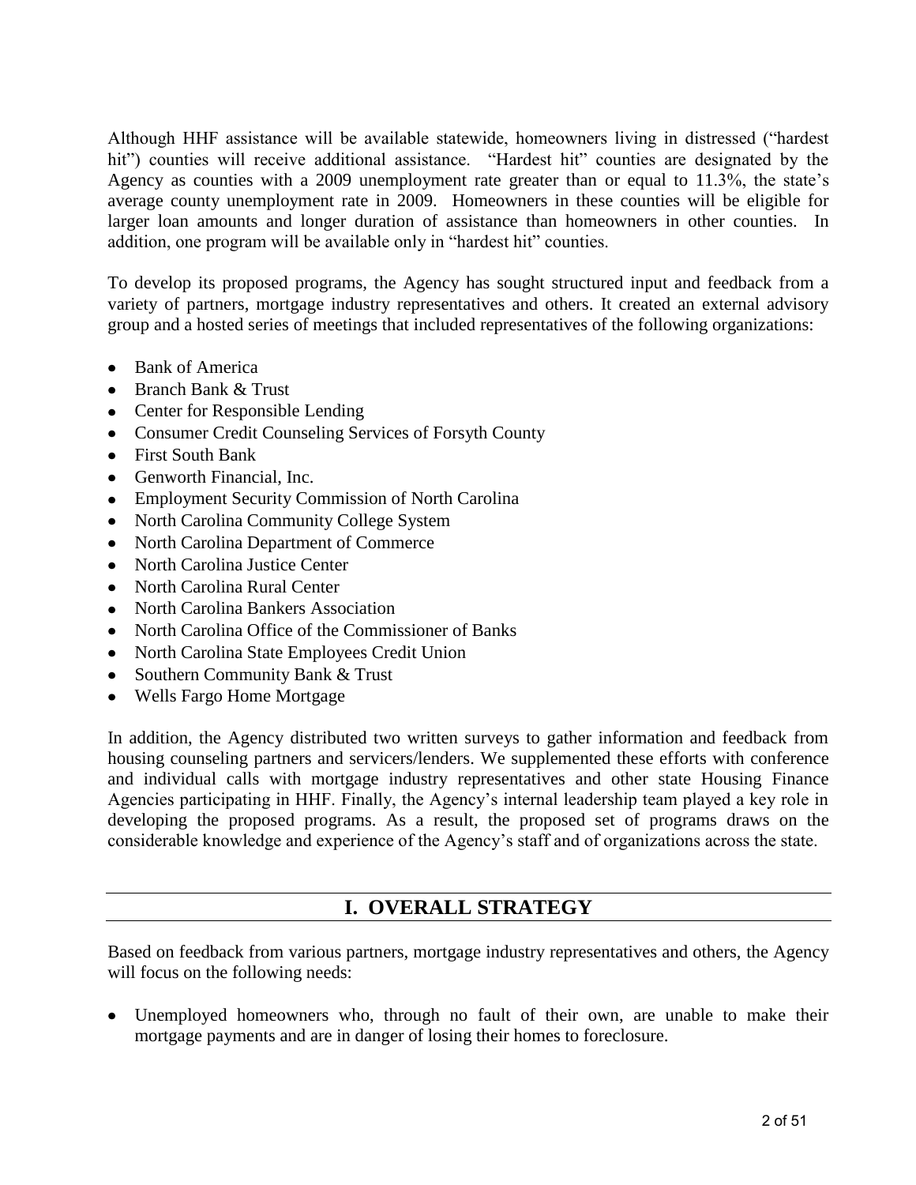Although HHF assistance will be available statewide, homeowners living in distressed ("hardest hit") counties will receive additional assistance. "Hardest hit" counties are designated by the Agency as counties with a 2009 unemployment rate greater than or equal to 11.3%, the state's average county unemployment rate in 2009. Homeowners in these counties will be eligible for larger loan amounts and longer duration of assistance than homeowners in other counties. In addition, one program will be available only in "hardest hit" counties.

To develop its proposed programs, the Agency has sought structured input and feedback from a variety of partners, mortgage industry representatives and others. It created an external advisory group and a hosted series of meetings that included representatives of the following organizations:

- Bank of America
- Branch Bank & Trust
- Center for Responsible Lending
- Consumer Credit Counseling Services of Forsyth County
- First South Bank
- Genworth Financial, Inc.
- Employment Security Commission of North Carolina
- North Carolina Community College System
- North Carolina Department of Commerce
- North Carolina Justice Center
- North Carolina Rural Center
- North Carolina Bankers Association
- North Carolina Office of the Commissioner of Banks
- North Carolina State Employees Credit Union
- Southern Community Bank & Trust
- Wells Fargo Home Mortgage

In addition, the Agency distributed two written surveys to gather information and feedback from housing counseling partners and servicers/lenders. We supplemented these efforts with conference and individual calls with mortgage industry representatives and other state Housing Finance Agencies participating in HHF. Finally, the Agency's internal leadership team played a key role in developing the proposed programs. As a result, the proposed set of programs draws on the considerable knowledge and experience of the Agency's staff and of organizations across the state.

## I. OVERALL STRATEGY

Based on feedback from various partners, mortgage industry representatives and others, the Agency will focus on the following needs:

- Unemployed homeowners who, through no fault of their own, are unable to make their mortgage payments and are in danger of losing their homes to foreclosure.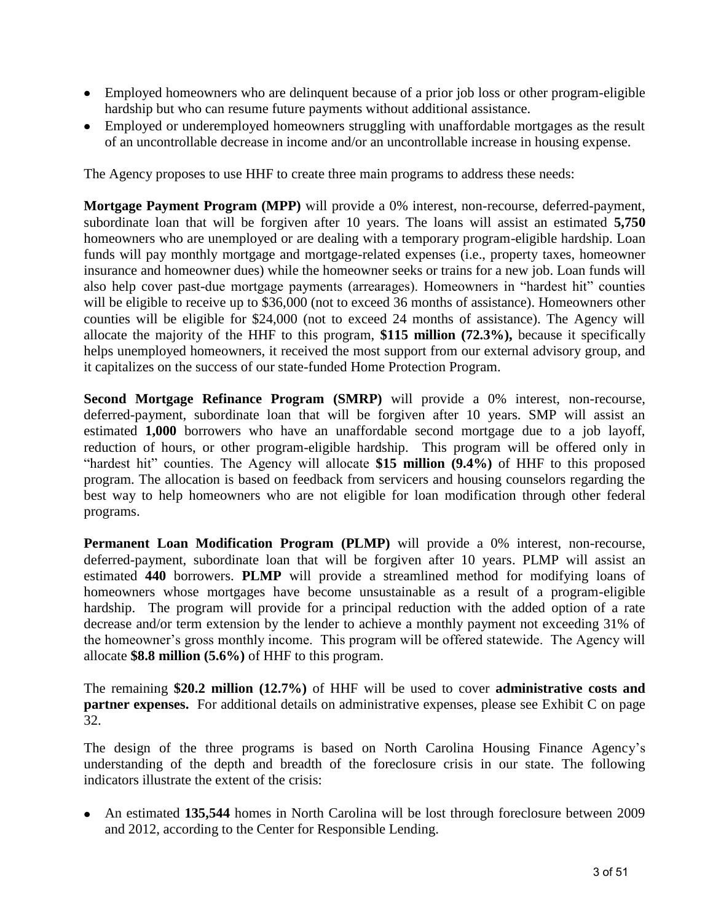- Employed homeowners who are delinquent because of a prior job loss or other program-eligible hardship but who can resume future payments without additional assistance.
- Employed or underemployed homeowners struggling with unaffordable mortgages as the result of an uncontrollable decrease in income and/or an uncontrollable increase in housing expense.

The Agency proposes to use HHF to create three main programs to address these needs:

**Mortgage Payment Program (MPP)** will provide a 0% interest, non-recourse, deferred-payment, subordinate loan that will be forgiven after 10 years. The loans will assist an estimated **5,750** homeowners who are unemployed or are dealing with a temporary program-eligible hardship. Loan funds will pay monthly mortgage and mortgage-related expenses (i.e., property taxes, homeowner insurance and homeowner dues) while the homeowner seeks or trains for a new job. Loan funds will also help cover past-due mortgage payments (arrearages). Homeowners in "hardest hit" counties will be eligible to receive up to $36,000 (not to exceed 36 months of assistance). Homeowners other counties will be eligible for $24,000 (not to exceed 24 months of assistance). The Agency will allocate the majority of the HHF to this program, **$115 million (72.3%),** because it specifically helps unemployed homeowners, it received the most support from our external advisory group, and it capitalizes on the success of our state-funded Home Protection Program.

**Second Mortgage Refinance Program (SMRP)** will provide a 0% interest, non-recourse, deferred-payment, subordinate loan that will be forgiven after 10 years. SMP will assist an estimated **1,000** borrowers who have an unaffordable second mortgage due to a job layoff, reduction of hours, or other program-eligible hardship. This program will be offered only in "hardest hit" counties. The Agency will allocate **$15 million (9.4%)** of HHF to this proposed program. The allocation is based on feedback from servicers and housing counselors regarding the best way to help homeowners who are not eligible for loan modification through other federal programs.

**Permanent Loan Modification Program (PLMP)** will provide a 0% interest, non-recourse, deferred-payment, subordinate loan that will be forgiven after 10 years. PLMP will assist an estimated **440** borrowers. **PLMP** will provide a streamlined method for modifying loans of homeowners whose mortgages have become unsustainable as a result of a program-eligible hardship. The program will provide for a principal reduction with the added option of a rate decrease and/or term extension by the lender to achieve a monthly payment not exceeding 31% of the homeowner's gross monthly income. This program will be offered statewide. The Agency will allocate **$8.8 million (5.6%)** of HHF to this program.

The remaining **$20.2 million (12.7%)** of HHF will be used to cover **administrative costs and partner expenses.** For additional details on administrative expenses, please see Exhibit C on page 32.

The design of the three programs is based on North Carolina Housing Finance Agency's understanding of the depth and breadth of the foreclosure crisis in our state. The following indicators illustrate the extent of the crisis:

- An estimated **135,544** homes in North Carolina will be lost through foreclosure between 2009 and 2012, according to the Center for Responsible Lending.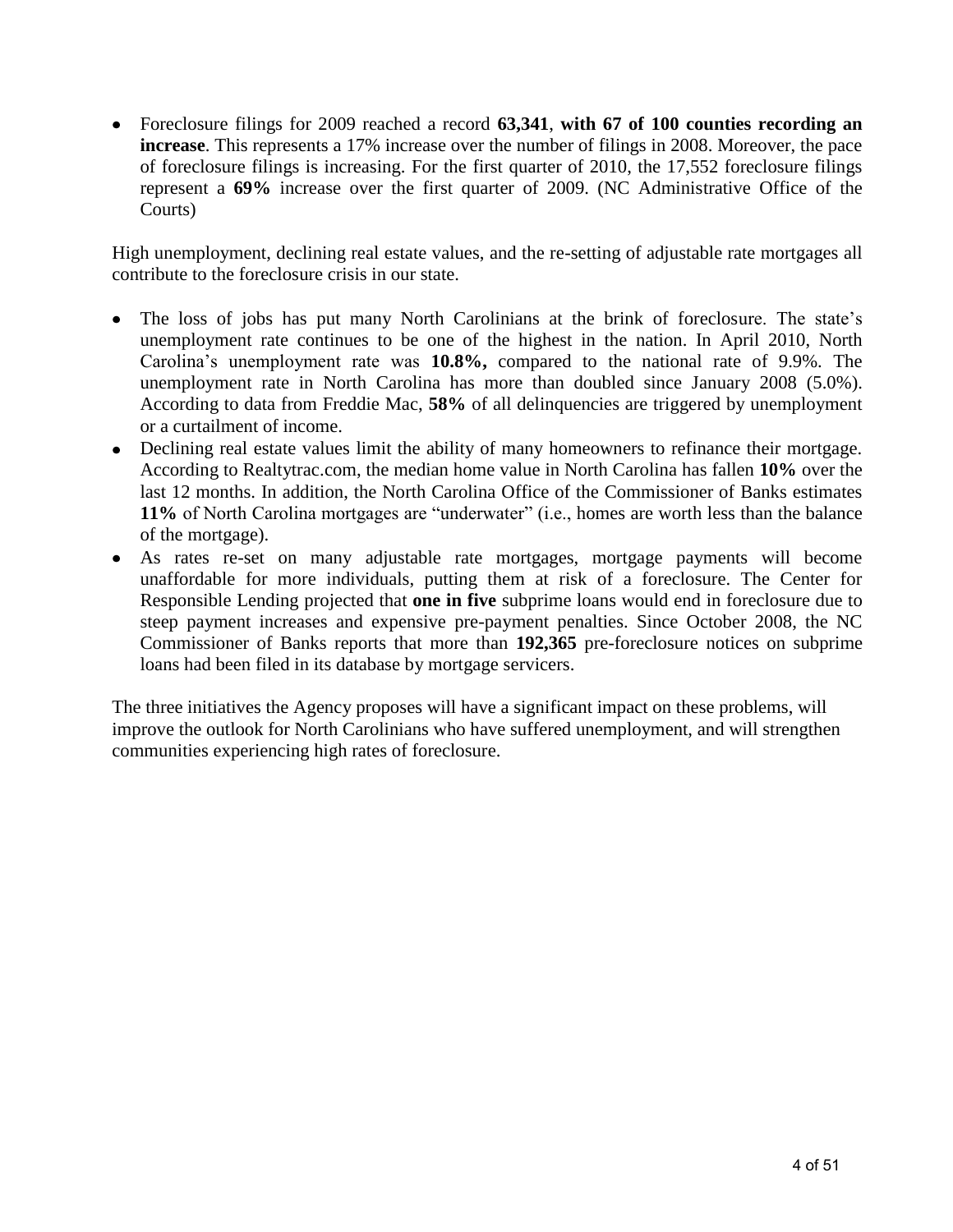- Foreclosure filings for 2009 reached a record **63,341**, **with 67 of 100 counties recording an increase**. This represents a 17% increase over the number of filings in 2008. Moreover, the pace of foreclosure filings is increasing. For the first quarter of 2010, the 17,552 foreclosure filings represent a **69%** increase over the first quarter of 2009. (NC Administrative Office of the Courts)

High unemployment, declining real estate values, and the re-setting of adjustable rate mortgages all contribute to the foreclosure crisis in our state.

- The loss of jobs has put many North Carolinians at the brink of foreclosure. The state's unemployment rate continues to be one of the highest in the nation. In April 2010, North Carolina's unemployment rate was **10.8%,** compared to the national rate of 9.9%. The unemployment rate in North Carolina has more than doubled since January 2008 (5.0%). According to data from Freddie Mac, **58%** of all delinquencies are triggered by unemployment or a curtailment of income.
- Declining real estate values limit the ability of many homeowners to refinance their mortgage. According to Realtytrac.com, the median home value in North Carolina has fallen **10%** over the last 12 months. In addition, the North Carolina Office of the Commissioner of Banks estimates **11%** of North Carolina mortgages are "underwater" (i.e., homes are worth less than the balance of the mortgage).
- As rates re-set on many adjustable rate mortgages, mortgage payments will become unaffordable for more individuals, putting them at risk of a foreclosure. The Center for Responsible Lending projected that **one in five** subprime loans would end in foreclosure due to steep payment increases and expensive pre-payment penalties. Since October 2008, the NC Commissioner of Banks reports that more than **192,365** pre-foreclosure notices on subprime loans had been filed in its database by mortgage servicers.

The three initiatives the Agency proposes will have a significant impact on these problems, will improve the outlook for North Carolinians who have suffered unemployment, and will strengthen communities experiencing high rates of foreclosure.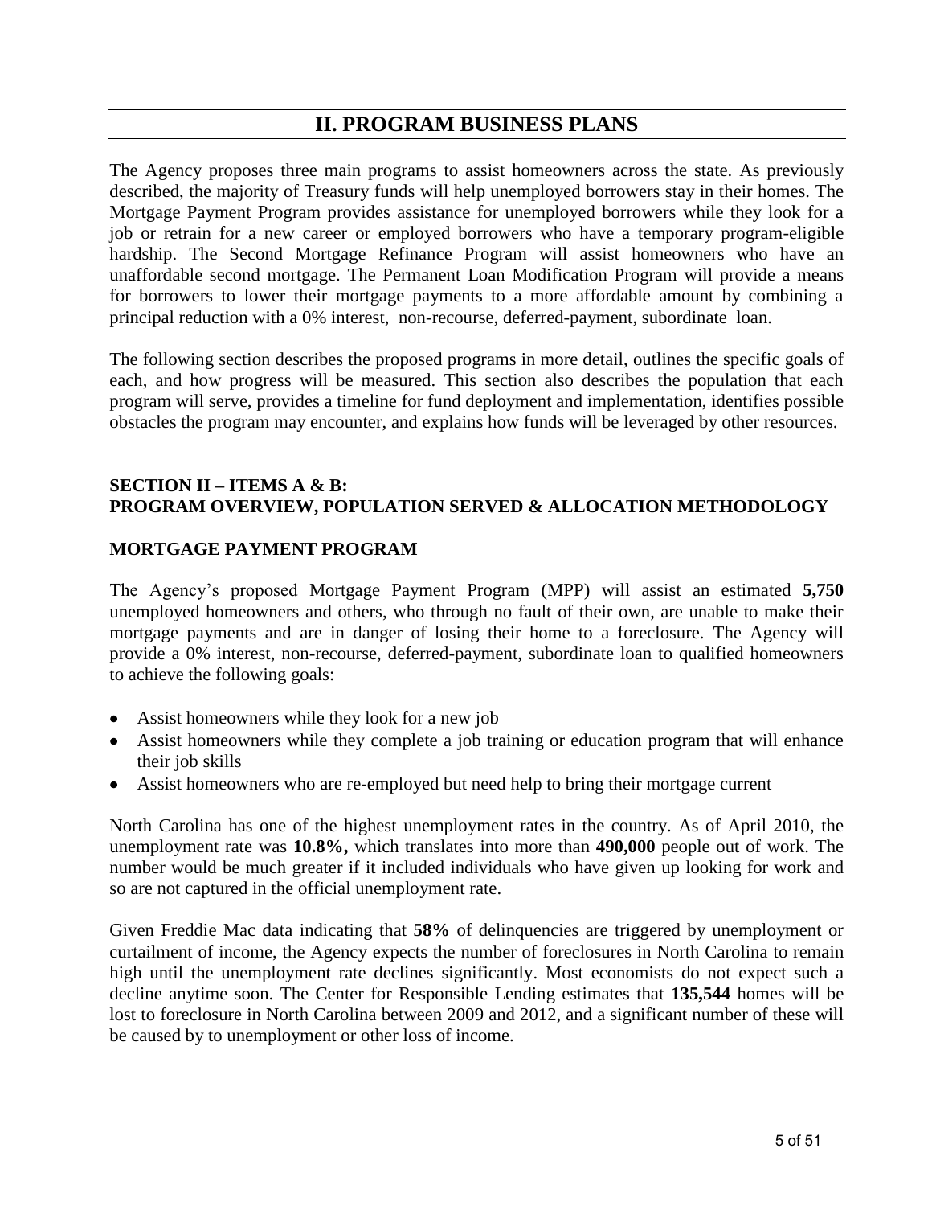## II. PROGRAM BUSINESS PLANS

The Agency proposes three main programs to assist homeowners across the state. As previously described, the majority of Treasury funds will help unemployed borrowers stay in their homes. The Mortgage Payment Program provides assistance for unemployed borrowers while they look for a job or retrain for a new career or employed borrowers who have a temporary program-eligible hardship. The Second Mortgage Refinance Program will assist homeowners who have an unaffordable second mortgage. The Permanent Loan Modification Program will provide a means for borrowers to lower their mortgage payments to a more affordable amount by combining a principal reduction with a 0% interest, non-recourse, deferred-payment, subordinate loan.

The following section describes the proposed programs in more detail, outlines the specific goals of each, and how progress will be measured. This section also describes the population that each program will serve, provides a timeline for fund deployment and implementation, identifies possible obstacles the program may encounter, and explains how funds will be leveraged by other resources.

### SECTION II – ITEMS A & B: PROGRAM OVERVIEW, POPULATION SERVED & ALLOCATION METHODOLOGY

### MORTGAGE PAYMENT PROGRAM

The Agency's proposed Mortgage Payment Program (MPP) will assist an estimated **5,750** unemployed homeowners and others, who through no fault of their own, are unable to make their mortgage payments and are in danger of losing their home to a foreclosure. The Agency will provide a 0% interest, non-recourse, deferred-payment, subordinate loan to qualified homeowners to achieve the following goals:

- Assist homeowners while they look for a new job
- Assist homeowners while they complete a job training or education program that will enhance their job skills
- Assist homeowners who are re-employed but need help to bring their mortgage current

North Carolina has one of the highest unemployment rates in the country. As of April 2010, the unemployment rate was **10.8%,** which translates into more than **490,000** people out of work. The number would be much greater if it included individuals who have given up looking for work and so are not captured in the official unemployment rate.

Given Freddie Mac data indicating that **58%** of delinquencies are triggered by unemployment or curtailment of income, the Agency expects the number of foreclosures in North Carolina to remain high until the unemployment rate declines significantly. Most economists do not expect such a decline anytime soon. The Center for Responsible Lending estimates that **135,544** homes will be lost to foreclosure in North Carolina between 2009 and 2012, and a significant number of these will be caused by to unemployment or other loss of income.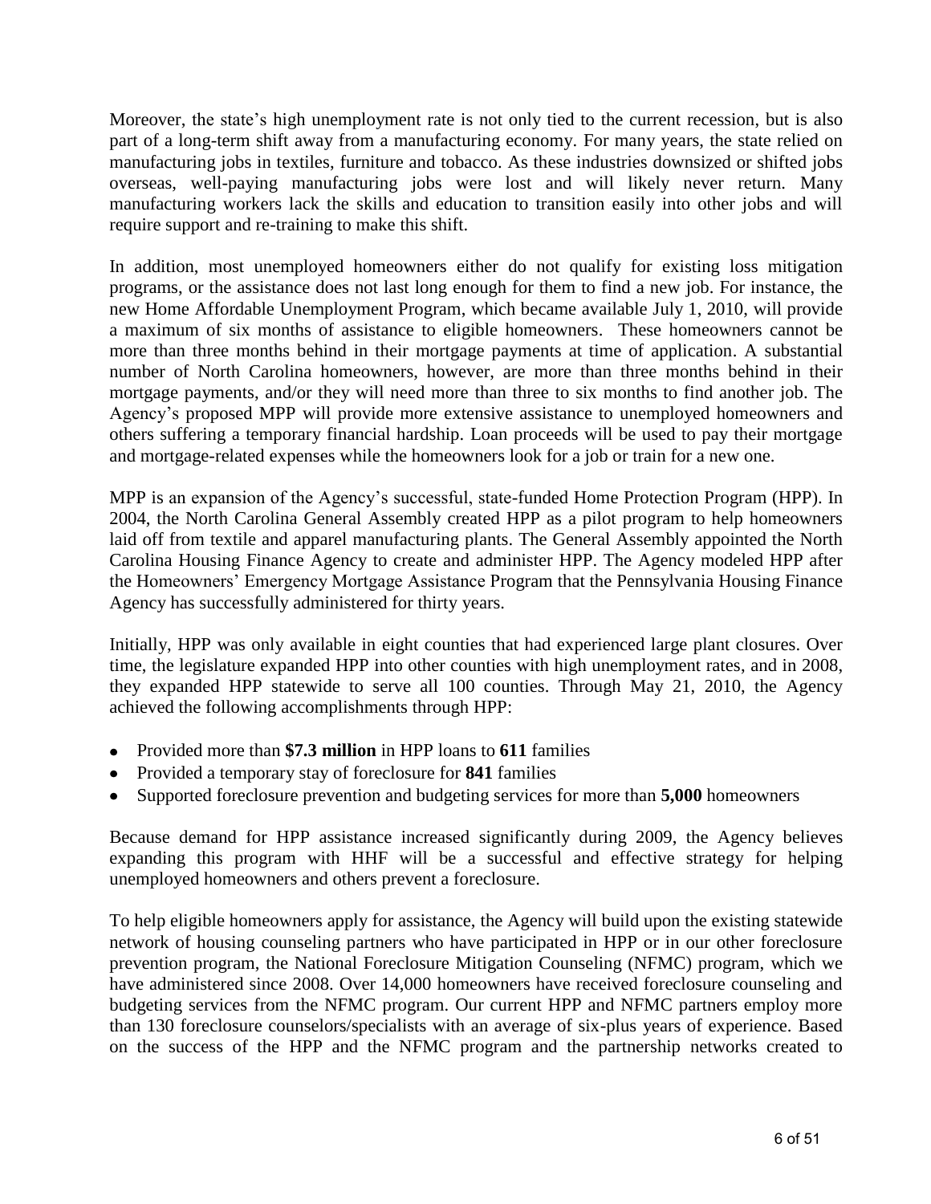Moreover, the state's high unemployment rate is not only tied to the current recession, but is also part of a long-term shift away from a manufacturing economy. For many years, the state relied on manufacturing jobs in textiles, furniture and tobacco. As these industries downsized or shifted jobs overseas, well-paying manufacturing jobs were lost and will likely never return. Many manufacturing workers lack the skills and education to transition easily into other jobs and will require support and re-training to make this shift.

In addition, most unemployed homeowners either do not qualify for existing loss mitigation programs, or the assistance does not last long enough for them to find a new job. For instance, the new Home Affordable Unemployment Program, which became available July 1, 2010, will provide a maximum of six months of assistance to eligible homeowners. These homeowners cannot be more than three months behind in their mortgage payments at time of application. A substantial number of North Carolina homeowners, however, are more than three months behind in their mortgage payments, and/or they will need more than three to six months to find another job. The Agency's proposed MPP will provide more extensive assistance to unemployed homeowners and others suffering a temporary financial hardship. Loan proceeds will be used to pay their mortgage and mortgage-related expenses while the homeowners look for a job or train for a new one.

MPP is an expansion of the Agency's successful, state-funded Home Protection Program (HPP). In 2004, the North Carolina General Assembly created HPP as a pilot program to help homeowners laid off from textile and apparel manufacturing plants. The General Assembly appointed the North Carolina Housing Finance Agency to create and administer HPP. The Agency modeled HPP after the Homeowners' Emergency Mortgage Assistance Program that the Pennsylvania Housing Finance Agency has successfully administered for thirty years.

Initially, HPP was only available in eight counties that had experienced large plant closures. Over time, the legislature expanded HPP into other counties with high unemployment rates, and in 2008, they expanded HPP statewide to serve all 100 counties. Through May 21, 2010, the Agency achieved the following accomplishments through HPP:

- Provided more than **$7.3 million** in HPP loans to **611** families
- Provided a temporary stay of foreclosure for **841** families
- Supported foreclosure prevention and budgeting services for more than **5,000** homeowners

Because demand for HPP assistance increased significantly during 2009, the Agency believes expanding this program with HHF will be a successful and effective strategy for helping unemployed homeowners and others prevent a foreclosure.

To help eligible homeowners apply for assistance, the Agency will build upon the existing statewide network of housing counseling partners who have participated in HPP or in our other foreclosure prevention program, the National Foreclosure Mitigation Counseling (NFMC) program, which we have administered since 2008. Over 14,000 homeowners have received foreclosure counseling and budgeting services from the NFMC program. Our current HPP and NFMC partners employ more than 130 foreclosure counselors/specialists with an average of six-plus years of experience. Based on the success of the HPP and the NFMC program and the partnership networks created to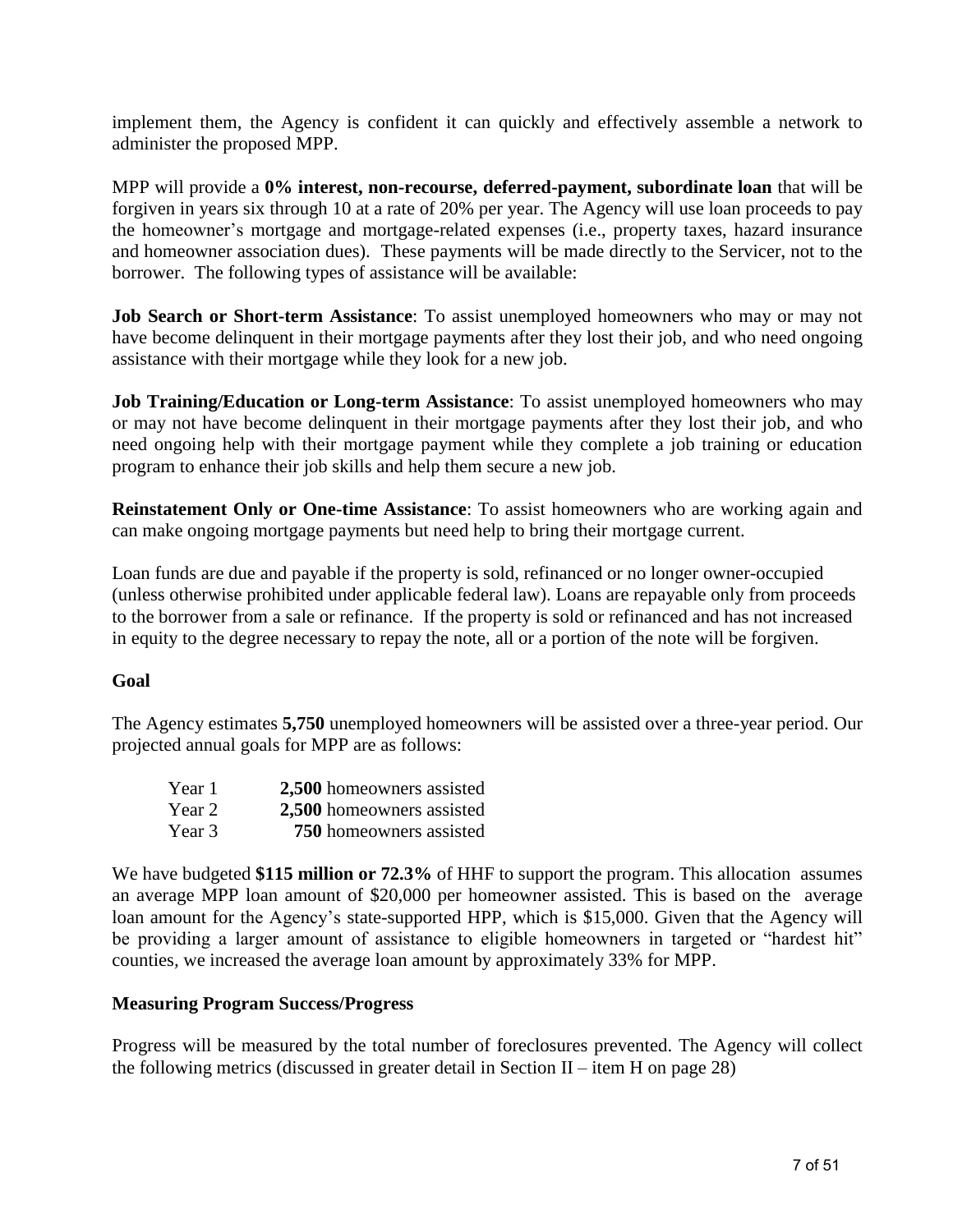implement them, the Agency is confident it can quickly and effectively assemble a network to administer the proposed MPP.

MPP will provide a **0% interest, non-recourse, deferred-payment, subordinate loan** that will be forgiven in years six through 10 at a rate of 20% per year. The Agency will use loan proceeds to pay the homeowner's mortgage and mortgage-related expenses (i.e., property taxes, hazard insurance and homeowner association dues). These payments will be made directly to the Servicer, not to the borrower. The following types of assistance will be available:

**Job Search or Short-term Assistance**: To assist unemployed homeowners who may or may not have become delinquent in their mortgage payments after they lost their job, and who need ongoing assistance with their mortgage while they look for a new job.

**Job Training/Education or Long-term Assistance**: To assist unemployed homeowners who may or may not have become delinquent in their mortgage payments after they lost their job, and who need ongoing help with their mortgage payment while they complete a job training or education program to enhance their job skills and help them secure a new job.

**Reinstatement Only or One-time Assistance**: To assist homeowners who are working again and can make ongoing mortgage payments but need help to bring their mortgage current.

Loan funds are due and payable if the property is sold, refinanced or no longer owner-occupied (unless otherwise prohibited under applicable federal law). Loans are repayable only from proceeds to the borrower from a sale or refinance. If the property is sold or refinanced and has not increased in equity to the degree necessary to repay the note, all or a portion of the note will be forgiven.

**Goal**

The Agency estimates **5,750** unemployed homeowners will be assisted over a three-year period. Our projected annual goals for MPP are as follows:

| | |
|---|---|
| Year 1 | **2,500** homeowners assisted |
| Year 2 | **2,500** homeowners assisted |
| Year 3 | **750** homeowners assisted |

We have budgeted **$115 million or 72.3%** of HHF to support the program. This allocation assumes an average MPP loan amount of $20,000 per homeowner assisted. This is based on the average loan amount for the Agency's state-supported HPP, which is $15,000. Given that the Agency will be providing a larger amount of assistance to eligible homeowners in targeted or "hardest hit" counties, we increased the average loan amount by approximately 33% for MPP.

**Measuring Program Success/Progress**

Progress will be measured by the total number of foreclosures prevented. The Agency will collect the following metrics (discussed in greater detail in Section II – item H on page 28)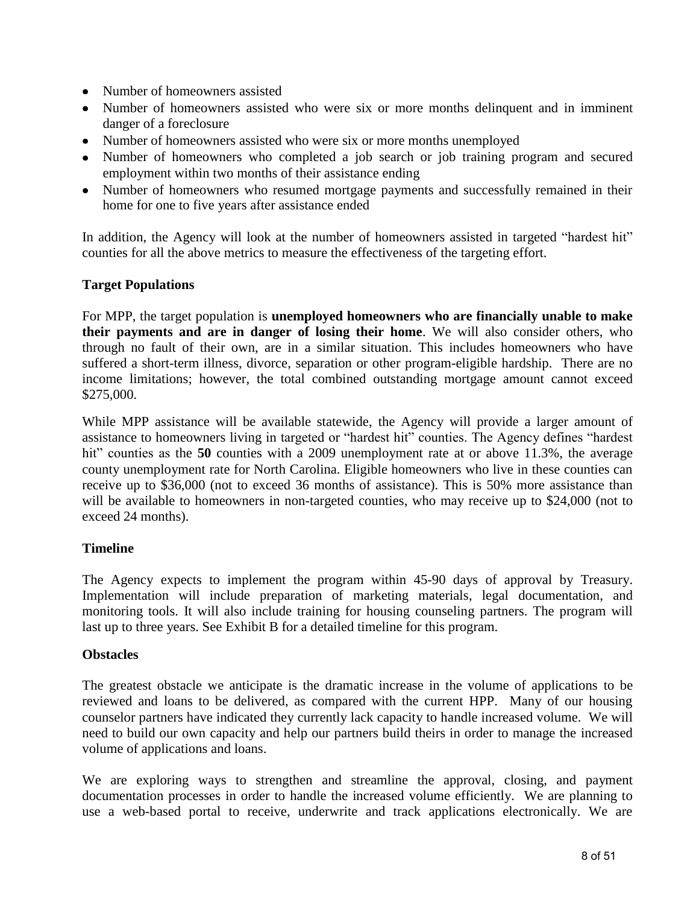- Number of homeowners assisted
- Number of homeowners assisted who were six or more months delinquent and in imminent danger of a foreclosure
- Number of homeowners assisted who were six or more months unemployed
- Number of homeowners who completed a job search or job training program and secured employment within two months of their assistance ending
- Number of homeowners who resumed mortgage payments and successfully remained in their home for one to five years after assistance ended

In addition, the Agency will look at the number of homeowners assisted in targeted "hardest hit" counties for all the above metrics to measure the effectiveness of the targeting effort.

**Target Populations**

For MPP, the target population is **unemployed homeowners who are financially unable to make their payments and are in danger of losing their home**. We will also consider others, who through no fault of their own, are in a similar situation. This includes homeowners who have suffered a short-term illness, divorce, separation or other program-eligible hardship. There are no income limitations; however, the total combined outstanding mortgage amount cannot exceed $275,000.

While MPP assistance will be available statewide, the Agency will provide a larger amount of assistance to homeowners living in targeted or "hardest hit" counties. The Agency defines "hardest hit" counties as the **50** counties with a 2009 unemployment rate at or above 11.3%, the average county unemployment rate for North Carolina. Eligible homeowners who live in these counties can receive up to $36,000 (not to exceed 36 months of assistance). This is 50% more assistance than will be available to homeowners in non-targeted counties, who may receive up to $24,000 (not to exceed 24 months).

**Timeline**

The Agency expects to implement the program within 45-90 days of approval by Treasury. Implementation will include preparation of marketing materials, legal documentation, and monitoring tools. It will also include training for housing counseling partners. The program will last up to three years. See Exhibit B for a detailed timeline for this program.

**Obstacles**

The greatest obstacle we anticipate is the dramatic increase in the volume of applications to be reviewed and loans to be delivered, as compared with the current HPP. Many of our housing counselor partners have indicated they currently lack capacity to handle increased volume. We will need to build our own capacity and help our partners build theirs in order to manage the increased volume of applications and loans.

We are exploring ways to strengthen and streamline the approval, closing, and payment documentation processes in order to handle the increased volume efficiently. We are planning to use a web-based portal to receive, underwrite and track applications electronically. We are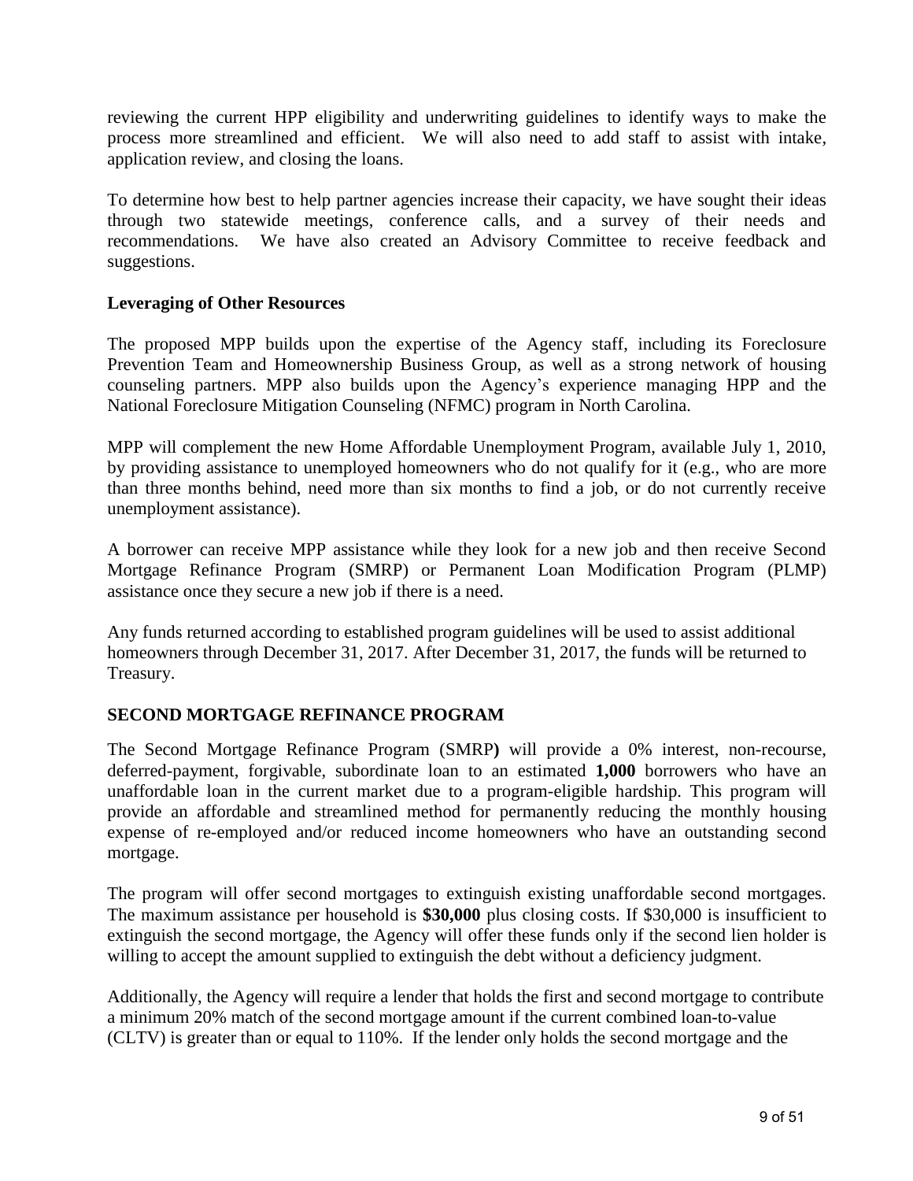reviewing the current HPP eligibility and underwriting guidelines to identify ways to make the process more streamlined and efficient. We will also need to add staff to assist with intake, application review, and closing the loans.

To determine how best to help partner agencies increase their capacity, we have sought their ideas through two statewide meetings, conference calls, and a survey of their needs and recommendations. We have also created an Advisory Committee to receive feedback and suggestions.

**Leveraging of Other Resources**

The proposed MPP builds upon the expertise of the Agency staff, including its Foreclosure Prevention Team and Homeownership Business Group, as well as a strong network of housing counseling partners. MPP also builds upon the Agency's experience managing HPP and the National Foreclosure Mitigation Counseling (NFMC) program in North Carolina.

MPP will complement the new Home Affordable Unemployment Program, available July 1, 2010, by providing assistance to unemployed homeowners who do not qualify for it (e.g., who are more than three months behind, need more than six months to find a job, or do not currently receive unemployment assistance).

A borrower can receive MPP assistance while they look for a new job and then receive Second Mortgage Refinance Program (SMRP) or Permanent Loan Modification Program (PLMP) assistance once they secure a new job if there is a need.

Any funds returned according to established program guidelines will be used to assist additional homeowners through December 31, 2017. After December 31, 2017, the funds will be returned to Treasury.

## SECOND MORTGAGE REFINANCE PROGRAM

The Second Mortgage Refinance Program (SMRP**)** will provide a 0% interest, non-recourse, deferred-payment, forgivable, subordinate loan to an estimated **1,000** borrowers who have an unaffordable loan in the current market due to a program-eligible hardship. This program will provide an affordable and streamlined method for permanently reducing the monthly housing expense of re-employed and/or reduced income homeowners who have an outstanding second mortgage.

The program will offer second mortgages to extinguish existing unaffordable second mortgages. The maximum assistance per household is **$30,000** plus closing costs. If $30,000 is insufficient to extinguish the second mortgage, the Agency will offer these funds only if the second lien holder is willing to accept the amount supplied to extinguish the debt without a deficiency judgment.

Additionally, the Agency will require a lender that holds the first and second mortgage to contribute a minimum 20% match of the second mortgage amount if the current combined loan-to-value (CLTV) is greater than or equal to 110%. If the lender only holds the second mortgage and the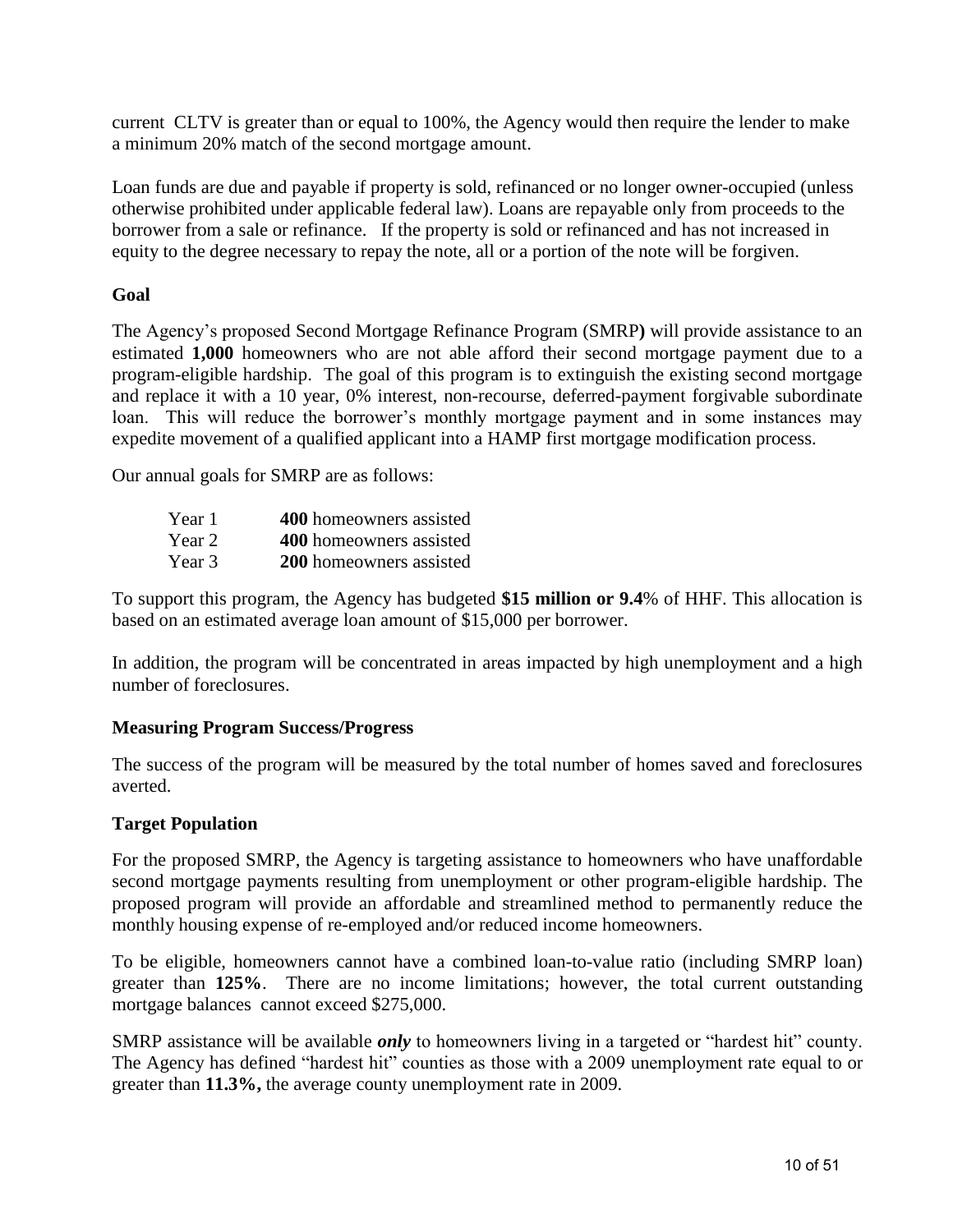current CLTV is greater than or equal to 100%, the Agency would then require the lender to make a minimum 20% match of the second mortgage amount.

Loan funds are due and payable if property is sold, refinanced or no longer owner-occupied (unless otherwise prohibited under applicable federal law). Loans are repayable only from proceeds to the borrower from a sale or refinance. If the property is sold or refinanced and has not increased in equity to the degree necessary to repay the note, all or a portion of the note will be forgiven.

**Goal**

The Agency's proposed Second Mortgage Refinance Program (SMRP**)** will provide assistance to an estimated **1,000** homeowners who are not able afford their second mortgage payment due to a program-eligible hardship. The goal of this program is to extinguish the existing second mortgage and replace it with a 10 year, 0% interest, non-recourse, deferred-payment forgivable subordinate loan. This will reduce the borrower's monthly mortgage payment and in some instances may expedite movement of a qualified applicant into a HAMP first mortgage modification process.

Our annual goals for SMRP are as follows:

| | |
|---|---|
| Year 1 | **400** homeowners assisted |
| Year 2 | **400** homeowners assisted |
| Year 3 | **200** homeowners assisted |

To support this program, the Agency has budgeted **$15 million or 9.4**% of HHF. This allocation is based on an estimated average loan amount of $15,000 per borrower.

In addition, the program will be concentrated in areas impacted by high unemployment and a high number of foreclosures.

**Measuring Program Success/Progress**

The success of the program will be measured by the total number of homes saved and foreclosures averted.

**Target Population**

For the proposed SMRP, the Agency is targeting assistance to homeowners who have unaffordable second mortgage payments resulting from unemployment or other program-eligible hardship. The proposed program will provide an affordable and streamlined method to permanently reduce the monthly housing expense of re-employed and/or reduced income homeowners.

To be eligible, homeowners cannot have a combined loan-to-value ratio (including SMRP loan) greater than **125%**. There are no income limitations; however, the total current outstanding mortgage balances cannot exceed $275,000.

SMRP assistance will be available ***only*** to homeowners living in a targeted or "hardest hit" county. The Agency has defined "hardest hit" counties as those with a 2009 unemployment rate equal to or greater than **11.3%,** the average county unemployment rate in 2009.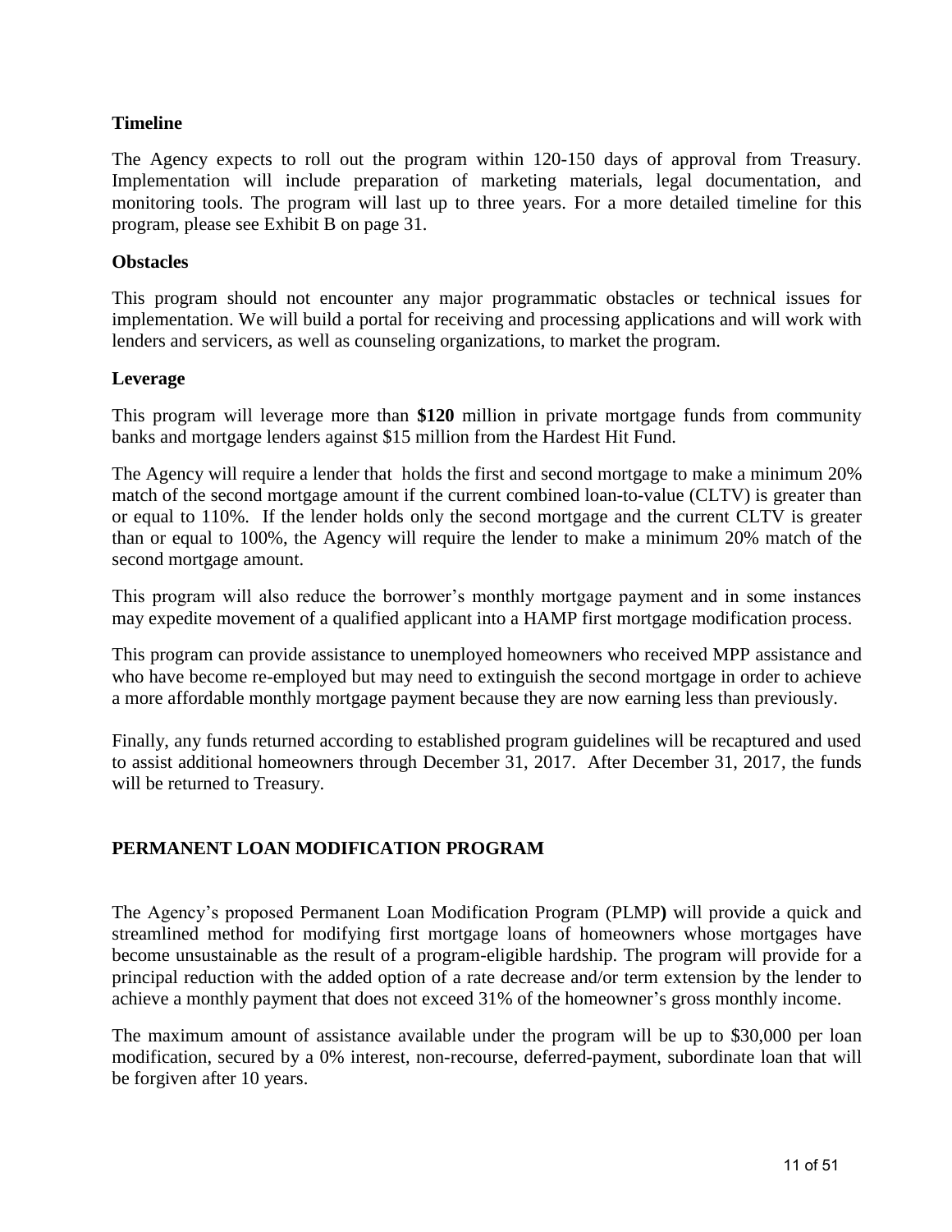### Timeline

The Agency expects to roll out the program within 120-150 days of approval from Treasury. Implementation will include preparation of marketing materials, legal documentation, and monitoring tools. The program will last up to three years. For a more detailed timeline for this program, please see Exhibit B on page 31.

### Obstacles

This program should not encounter any major programmatic obstacles or technical issues for implementation. We will build a portal for receiving and processing applications and will work with lenders and servicers, as well as counseling organizations, to market the program.

### Leverage

This program will leverage more than **$120** million in private mortgage funds from community banks and mortgage lenders against $15 million from the Hardest Hit Fund.

The Agency will require a lender that holds the first and second mortgage to make a minimum 20% match of the second mortgage amount if the current combined loan-to-value (CLTV) is greater than or equal to 110%. If the lender holds only the second mortgage and the current CLTV is greater than or equal to 100%, the Agency will require the lender to make a minimum 20% match of the second mortgage amount.

This program will also reduce the borrower's monthly mortgage payment and in some instances may expedite movement of a qualified applicant into a HAMP first mortgage modification process.

This program can provide assistance to unemployed homeowners who received MPP assistance and who have become re-employed but may need to extinguish the second mortgage in order to achieve a more affordable monthly mortgage payment because they are now earning less than previously.

Finally, any funds returned according to established program guidelines will be recaptured and used to assist additional homeowners through December 31, 2017. After December 31, 2017, the funds will be returned to Treasury.

## PERMANENT LOAN MODIFICATION PROGRAM

The Agency's proposed Permanent Loan Modification Program (PLMP**)** will provide a quick and streamlined method for modifying first mortgage loans of homeowners whose mortgages have become unsustainable as the result of a program-eligible hardship. The program will provide for a principal reduction with the added option of a rate decrease and/or term extension by the lender to achieve a monthly payment that does not exceed 31% of the homeowner's gross monthly income.

The maximum amount of assistance available under the program will be up to $30,000 per loan modification, secured by a 0% interest, non-recourse, deferred-payment, subordinate loan that will be forgiven after 10 years.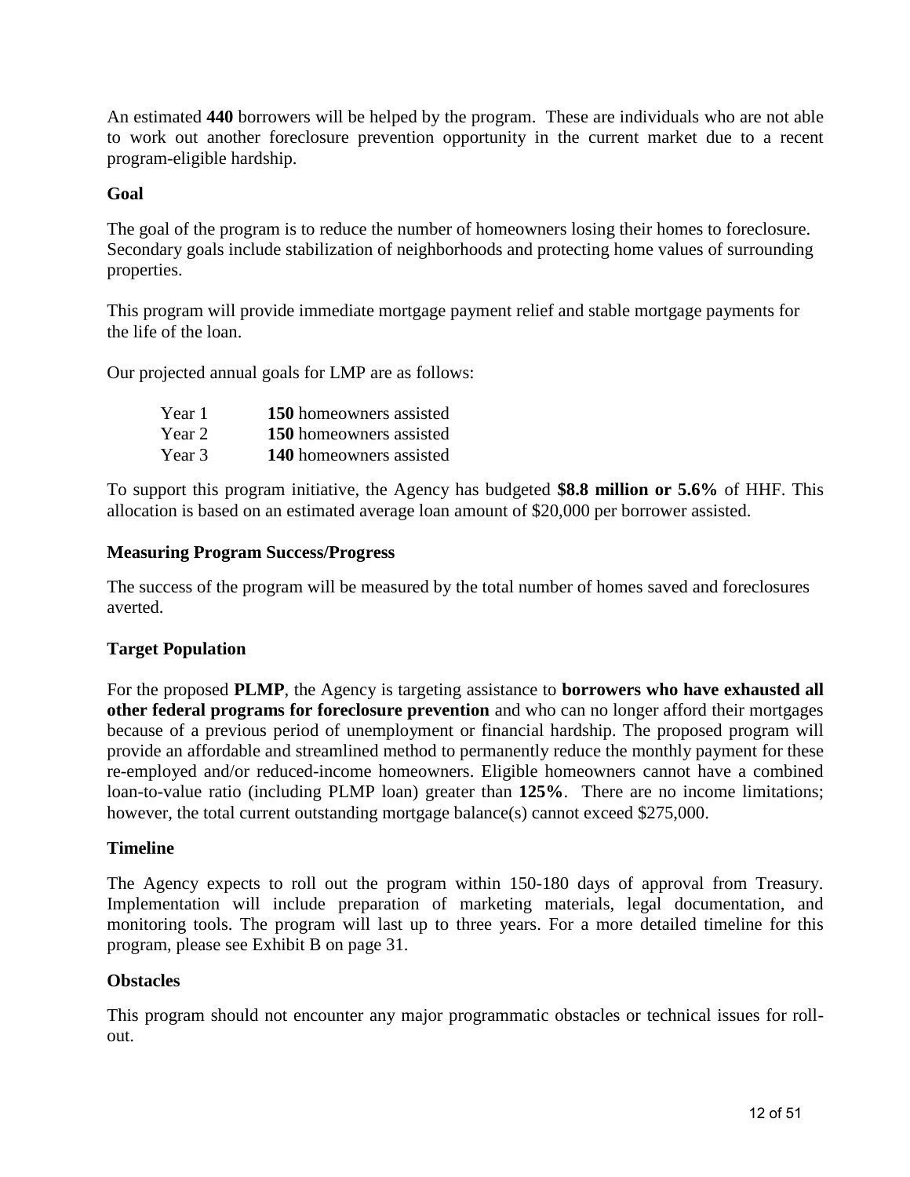An estimated **440** borrowers will be helped by the program. These are individuals who are not able to work out another foreclosure prevention opportunity in the current market due to a recent program-eligible hardship.

**Goal**

The goal of the program is to reduce the number of homeowners losing their homes to foreclosure. Secondary goals include stabilization of neighborhoods and protecting home values of surrounding properties.

This program will provide immediate mortgage payment relief and stable mortgage payments for the life of the loan.

Our projected annual goals for LMP are as follows:

| | |
|---|---|
| Year 1 | **150** homeowners assisted |
| Year 2 | **150** homeowners assisted |
| Year 3 | **140** homeowners assisted |

To support this program initiative, the Agency has budgeted **$8.8 million or 5.6%** of HHF. This allocation is based on an estimated average loan amount of $20,000 per borrower assisted.

**Measuring Program Success/Progress**

The success of the program will be measured by the total number of homes saved and foreclosures averted.

**Target Population**

For the proposed **PLMP**, the Agency is targeting assistance to **borrowers who have exhausted all other federal programs for foreclosure prevention** and who can no longer afford their mortgages because of a previous period of unemployment or financial hardship. The proposed program will provide an affordable and streamlined method to permanently reduce the monthly payment for these re-employed and/or reduced-income homeowners. Eligible homeowners cannot have a combined loan-to-value ratio (including PLMP loan) greater than **125%**. There are no income limitations; however, the total current outstanding mortgage balance(s) cannot exceed $275,000.

**Timeline**

The Agency expects to roll out the program within 150-180 days of approval from Treasury. Implementation will include preparation of marketing materials, legal documentation, and monitoring tools. The program will last up to three years. For a more detailed timeline for this program, please see Exhibit B on page 31.

**Obstacles**

This program should not encounter any major programmatic obstacles or technical issues for roll-out.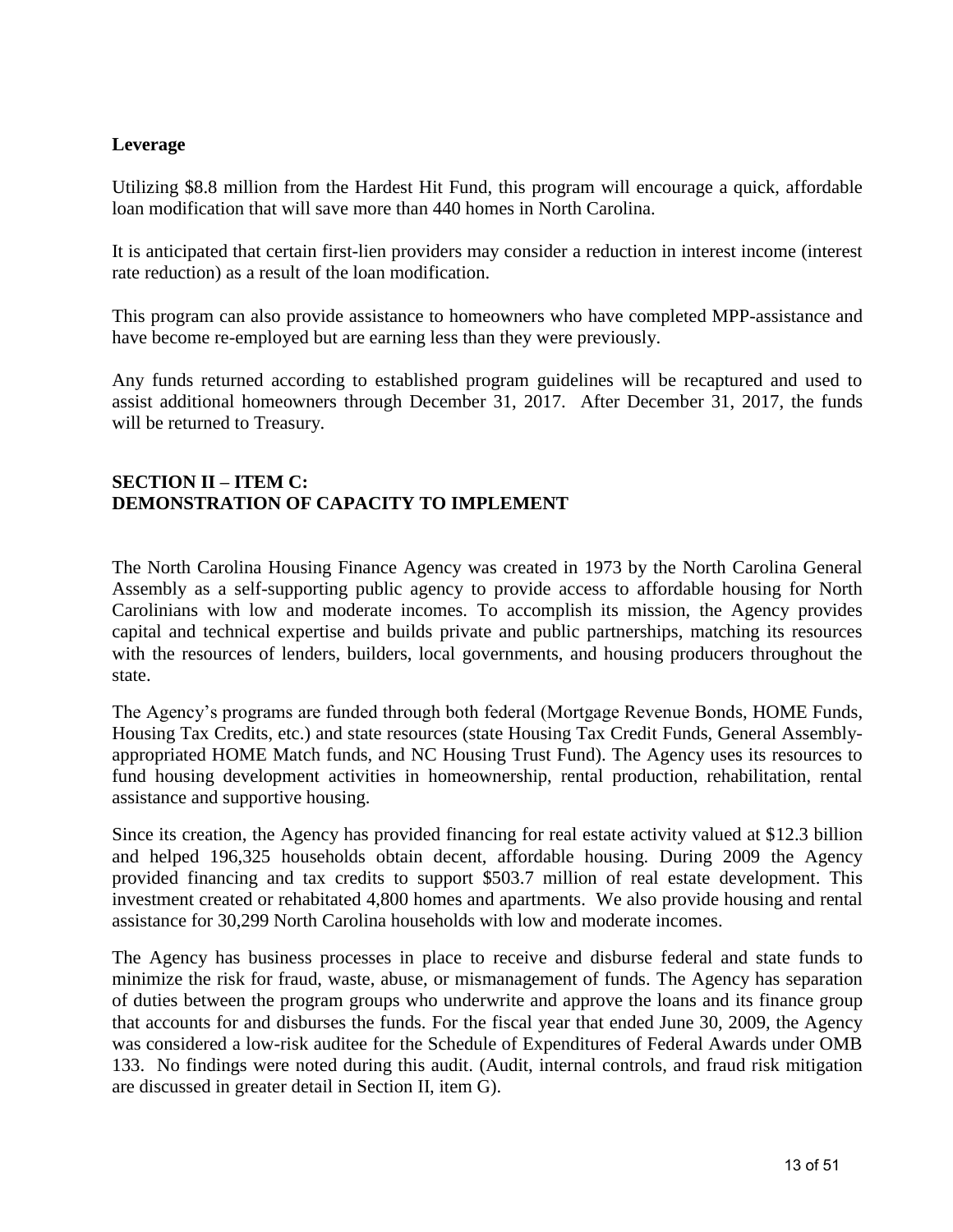**Leverage**

Utilizing \$8.8 million from the Hardest Hit Fund, this program will encourage a quick, affordable loan modification that will save more than 440 homes in North Carolina.

It is anticipated that certain first-lien providers may consider a reduction in interest income (interest rate reduction) as a result of the loan modification.

This program can also provide assistance to homeowners who have completed MPP-assistance and have become re-employed but are earning less than they were previously.

Any funds returned according to established program guidelines will be recaptured and used to assist additional homeowners through December 31, 2017. After December 31, 2017, the funds will be returned to Treasury.

## SECTION II – ITEM C: DEMONSTRATION OF CAPACITY TO IMPLEMENT

The North Carolina Housing Finance Agency was created in 1973 by the North Carolina General Assembly as a self-supporting public agency to provide access to affordable housing for North Carolinians with low and moderate incomes. To accomplish its mission, the Agency provides capital and technical expertise and builds private and public partnerships, matching its resources with the resources of lenders, builders, local governments, and housing producers throughout the state.

The Agency's programs are funded through both federal (Mortgage Revenue Bonds, HOME Funds, Housing Tax Credits, etc.) and state resources (state Housing Tax Credit Funds, General Assembly-appropriated HOME Match funds, and NC Housing Trust Fund). The Agency uses its resources to fund housing development activities in homeownership, rental production, rehabilitation, rental assistance and supportive housing.

Since its creation, the Agency has provided financing for real estate activity valued at \$12.3 billion and helped 196,325 households obtain decent, affordable housing. During 2009 the Agency provided financing and tax credits to support \$503.7 million of real estate development. This investment created or rehabitated 4,800 homes and apartments. We also provide housing and rental assistance for 30,299 North Carolina households with low and moderate incomes.

The Agency has business processes in place to receive and disburse federal and state funds to minimize the risk for fraud, waste, abuse, or mismanagement of funds. The Agency has separation of duties between the program groups who underwrite and approve the loans and its finance group that accounts for and disburses the funds. For the fiscal year that ended June 30, 2009, the Agency was considered a low-risk auditee for the Schedule of Expenditures of Federal Awards under OMB 133. No findings were noted during this audit. (Audit, internal controls, and fraud risk mitigation are discussed in greater detail in Section II, item G).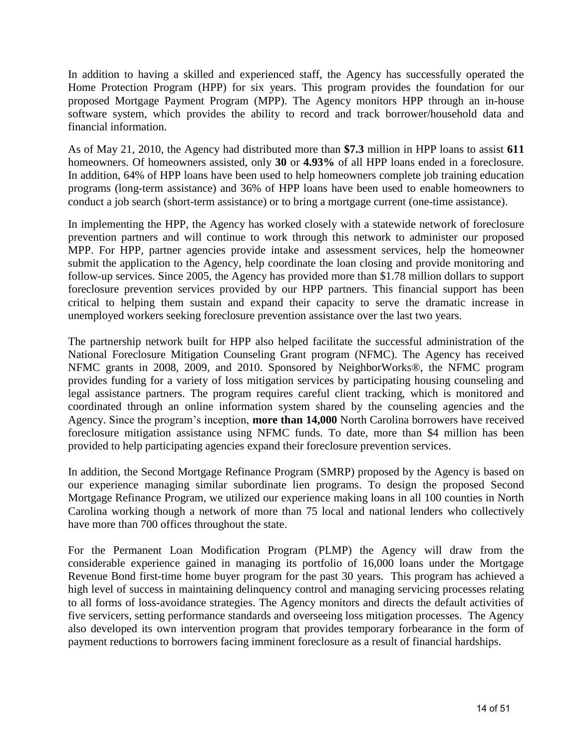In addition to having a skilled and experienced staff, the Agency has successfully operated the Home Protection Program (HPP) for six years. This program provides the foundation for our proposed Mortgage Payment Program (MPP). The Agency monitors HPP through an in-house software system, which provides the ability to record and track borrower/household data and financial information.

As of May 21, 2010, the Agency had distributed more than **$7.3** million in HPP loans to assist **611** homeowners. Of homeowners assisted, only **30** or **4.93%** of all HPP loans ended in a foreclosure. In addition, 64% of HPP loans have been used to help homeowners complete job training education programs (long-term assistance) and 36% of HPP loans have been used to enable homeowners to conduct a job search (short-term assistance) or to bring a mortgage current (one-time assistance).

In implementing the HPP, the Agency has worked closely with a statewide network of foreclosure prevention partners and will continue to work through this network to administer our proposed MPP. For HPP, partner agencies provide intake and assessment services, help the homeowner submit the application to the Agency, help coordinate the loan closing and provide monitoring and follow-up services. Since 2005, the Agency has provided more than $1.78 million dollars to support foreclosure prevention services provided by our HPP partners. This financial support has been critical to helping them sustain and expand their capacity to serve the dramatic increase in unemployed workers seeking foreclosure prevention assistance over the last two years.

The partnership network built for HPP also helped facilitate the successful administration of the National Foreclosure Mitigation Counseling Grant program (NFMC). The Agency has received NFMC grants in 2008, 2009, and 2010. Sponsored by NeighborWorks®, the NFMC program provides funding for a variety of loss mitigation services by participating housing counseling and legal assistance partners. The program requires careful client tracking, which is monitored and coordinated through an online information system shared by the counseling agencies and the Agency. Since the program's inception, **more than 14,000** North Carolina borrowers have received foreclosure mitigation assistance using NFMC funds. To date, more than $4 million has been provided to help participating agencies expand their foreclosure prevention services.

In addition, the Second Mortgage Refinance Program (SMRP) proposed by the Agency is based on our experience managing similar subordinate lien programs. To design the proposed Second Mortgage Refinance Program, we utilized our experience making loans in all 100 counties in North Carolina working though a network of more than 75 local and national lenders who collectively have more than 700 offices throughout the state.

For the Permanent Loan Modification Program (PLMP) the Agency will draw from the considerable experience gained in managing its portfolio of 16,000 loans under the Mortgage Revenue Bond first-time home buyer program for the past 30 years. This program has achieved a high level of success in maintaining delinquency control and managing servicing processes relating to all forms of loss-avoidance strategies. The Agency monitors and directs the default activities of five servicers, setting performance standards and overseeing loss mitigation processes. The Agency also developed its own intervention program that provides temporary forbearance in the form of payment reductions to borrowers facing imminent foreclosure as a result of financial hardships.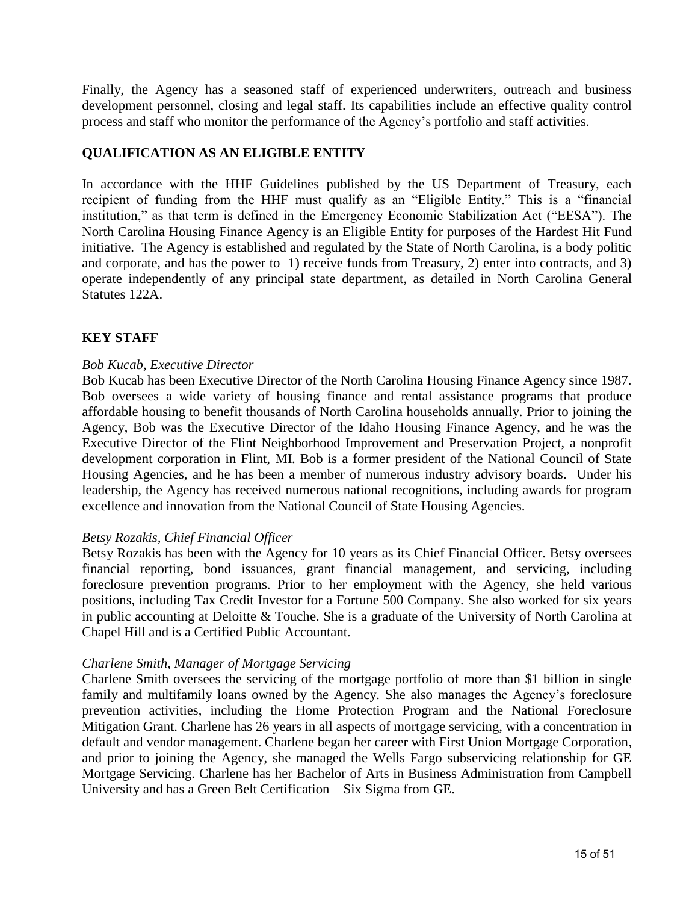Finally, the Agency has a seasoned staff of experienced underwriters, outreach and business development personnel, closing and legal staff. Its capabilities include an effective quality control process and staff who monitor the performance of the Agency's portfolio and staff activities.

## QUALIFICATION AS AN ELIGIBLE ENTITY

In accordance with the HHF Guidelines published by the US Department of Treasury, each recipient of funding from the HHF must qualify as an "Eligible Entity." This is a "financial institution," as that term is defined in the Emergency Economic Stabilization Act ("EESA"). The North Carolina Housing Finance Agency is an Eligible Entity for purposes of the Hardest Hit Fund initiative. The Agency is established and regulated by the State of North Carolina, is a body politic and corporate, and has the power to 1) receive funds from Treasury, 2) enter into contracts, and 3) operate independently of any principal state department, as detailed in North Carolina General Statutes 122A.

## KEY STAFF

*Bob Kucab, Executive Director*

Bob Kucab has been Executive Director of the North Carolina Housing Finance Agency since 1987. Bob oversees a wide variety of housing finance and rental assistance programs that produce affordable housing to benefit thousands of North Carolina households annually. Prior to joining the Agency, Bob was the Executive Director of the Idaho Housing Finance Agency, and he was the Executive Director of the Flint Neighborhood Improvement and Preservation Project, a nonprofit development corporation in Flint, MI. Bob is a former president of the National Council of State Housing Agencies, and he has been a member of numerous industry advisory boards. Under his leadership, the Agency has received numerous national recognitions, including awards for program excellence and innovation from the National Council of State Housing Agencies.

*Betsy Rozakis, Chief Financial Officer*

Betsy Rozakis has been with the Agency for 10 years as its Chief Financial Officer. Betsy oversees financial reporting, bond issuances, grant financial management, and servicing, including foreclosure prevention programs. Prior to her employment with the Agency, she held various positions, including Tax Credit Investor for a Fortune 500 Company. She also worked for six years in public accounting at Deloitte & Touche. She is a graduate of the University of North Carolina at Chapel Hill and is a Certified Public Accountant.

*Charlene Smith, Manager of Mortgage Servicing*

Charlene Smith oversees the servicing of the mortgage portfolio of more than $1 billion in single family and multifamily loans owned by the Agency. She also manages the Agency's foreclosure prevention activities, including the Home Protection Program and the National Foreclosure Mitigation Grant. Charlene has 26 years in all aspects of mortgage servicing, with a concentration in default and vendor management. Charlene began her career with First Union Mortgage Corporation, and prior to joining the Agency, she managed the Wells Fargo subservicing relationship for GE Mortgage Servicing. Charlene has her Bachelor of Arts in Business Administration from Campbell University and has a Green Belt Certification – Six Sigma from GE.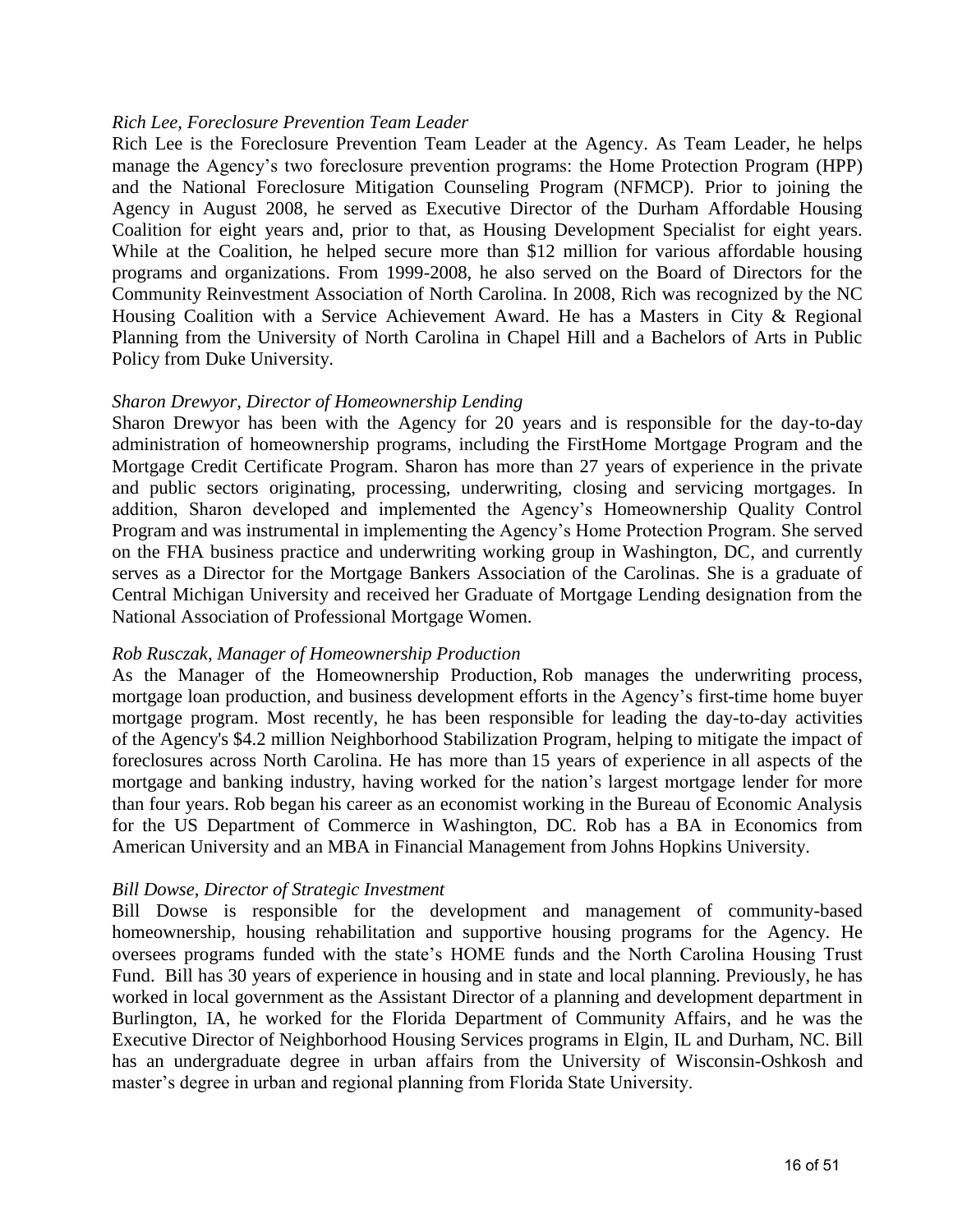*Rich Lee, Foreclosure Prevention Team Leader*

Rich Lee is the Foreclosure Prevention Team Leader at the Agency. As Team Leader, he helps manage the Agency's two foreclosure prevention programs: the Home Protection Program (HPP) and the National Foreclosure Mitigation Counseling Program (NFMCP). Prior to joining the Agency in August 2008, he served as Executive Director of the Durham Affordable Housing Coalition for eight years and, prior to that, as Housing Development Specialist for eight years. While at the Coalition, he helped secure more than $12 million for various affordable housing programs and organizations. From 1999-2008, he also served on the Board of Directors for the Community Reinvestment Association of North Carolina. In 2008, Rich was recognized by the NC Housing Coalition with a Service Achievement Award. He has a Masters in City & Regional Planning from the University of North Carolina in Chapel Hill and a Bachelors of Arts in Public Policy from Duke University.

*Sharon Drewyor, Director of Homeownership Lending*

Sharon Drewyor has been with the Agency for 20 years and is responsible for the day-to-day administration of homeownership programs, including the FirstHome Mortgage Program and the Mortgage Credit Certificate Program. Sharon has more than 27 years of experience in the private and public sectors originating, processing, underwriting, closing and servicing mortgages. In addition, Sharon developed and implemented the Agency's Homeownership Quality Control Program and was instrumental in implementing the Agency's Home Protection Program. She served on the FHA business practice and underwriting working group in Washington, DC, and currently serves as a Director for the Mortgage Bankers Association of the Carolinas. She is a graduate of Central Michigan University and received her Graduate of Mortgage Lending designation from the National Association of Professional Mortgage Women.

*Rob Rusczak, Manager of Homeownership Production*

As the Manager of the Homeownership Production, Rob manages the underwriting process, mortgage loan production, and business development efforts in the Agency's first-time home buyer mortgage program. Most recently, he has been responsible for leading the day-to-day activities of the Agency's $4.2 million Neighborhood Stabilization Program, helping to mitigate the impact of foreclosures across North Carolina. He has more than 15 years of experience in all aspects of the mortgage and banking industry, having worked for the nation's largest mortgage lender for more than four years. Rob began his career as an economist working in the Bureau of Economic Analysis for the US Department of Commerce in Washington, DC. Rob has a BA in Economics from American University and an MBA in Financial Management from Johns Hopkins University.

*Bill Dowse, Director of Strategic Investment*

Bill Dowse is responsible for the development and management of community-based homeownership, housing rehabilitation and supportive housing programs for the Agency. He oversees programs funded with the state's HOME funds and the North Carolina Housing Trust Fund. Bill has 30 years of experience in housing and in state and local planning. Previously, he has worked in local government as the Assistant Director of a planning and development department in Burlington, IA, he worked for the Florida Department of Community Affairs, and he was the Executive Director of Neighborhood Housing Services programs in Elgin, IL and Durham, NC. Bill has an undergraduate degree in urban affairs from the University of Wisconsin-Oshkosh and master's degree in urban and regional planning from Florida State University.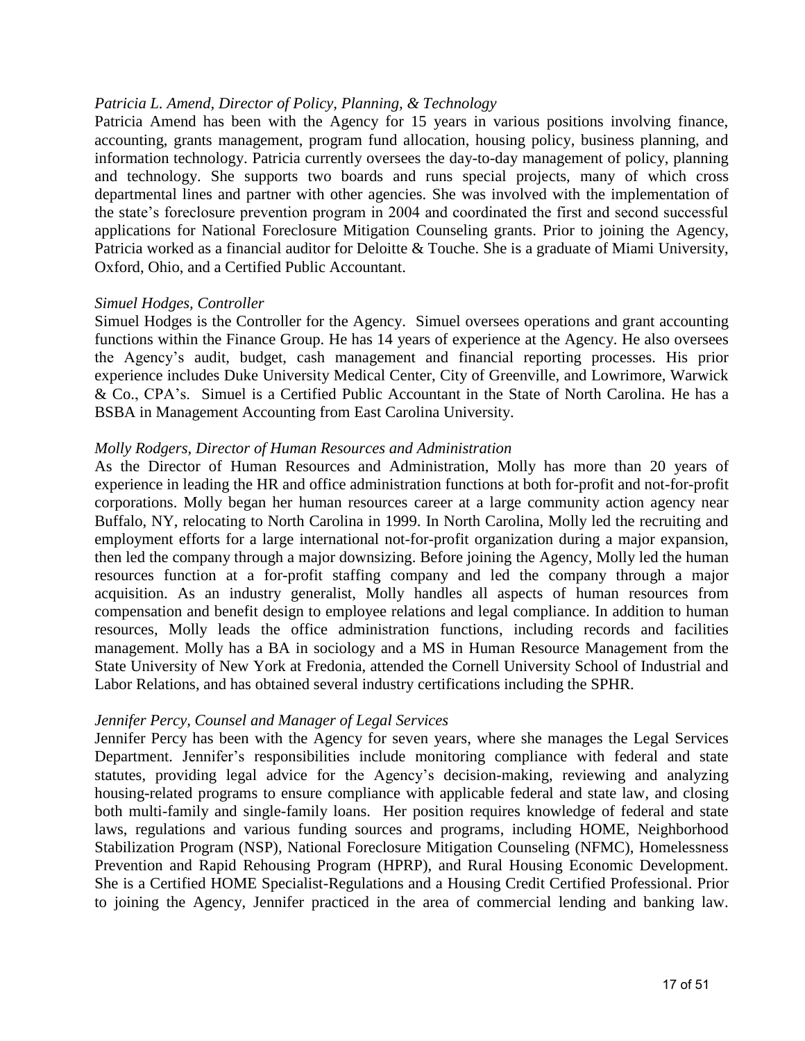*Patricia L. Amend, Director of Policy, Planning, & Technology*

Patricia Amend has been with the Agency for 15 years in various positions involving finance, accounting, grants management, program fund allocation, housing policy, business planning, and information technology. Patricia currently oversees the day-to-day management of policy, planning and technology. She supports two boards and runs special projects, many of which cross departmental lines and partner with other agencies. She was involved with the implementation of the state's foreclosure prevention program in 2004 and coordinated the first and second successful applications for National Foreclosure Mitigation Counseling grants. Prior to joining the Agency, Patricia worked as a financial auditor for Deloitte & Touche. She is a graduate of Miami University, Oxford, Ohio, and a Certified Public Accountant.

*Simuel Hodges, Controller*

Simuel Hodges is the Controller for the Agency. Simuel oversees operations and grant accounting functions within the Finance Group. He has 14 years of experience at the Agency. He also oversees the Agency's audit, budget, cash management and financial reporting processes. His prior experience includes Duke University Medical Center, City of Greenville, and Lowrimore, Warwick & Co., CPA's. Simuel is a Certified Public Accountant in the State of North Carolina. He has a BSBA in Management Accounting from East Carolina University.

*Molly Rodgers, Director of Human Resources and Administration*

As the Director of Human Resources and Administration, Molly has more than 20 years of experience in leading the HR and office administration functions at both for-profit and not-for-profit corporations. Molly began her human resources career at a large community action agency near Buffalo, NY, relocating to North Carolina in 1999. In North Carolina, Molly led the recruiting and employment efforts for a large international not-for-profit organization during a major expansion, then led the company through a major downsizing. Before joining the Agency, Molly led the human resources function at a for-profit staffing company and led the company through a major acquisition. As an industry generalist, Molly handles all aspects of human resources from compensation and benefit design to employee relations and legal compliance. In addition to human resources, Molly leads the office administration functions, including records and facilities management. Molly has a BA in sociology and a MS in Human Resource Management from the State University of New York at Fredonia, attended the Cornell University School of Industrial and Labor Relations, and has obtained several industry certifications including the SPHR.

*Jennifer Percy, Counsel and Manager of Legal Services*

Jennifer Percy has been with the Agency for seven years, where she manages the Legal Services Department. Jennifer's responsibilities include monitoring compliance with federal and state statutes, providing legal advice for the Agency's decision-making, reviewing and analyzing housing-related programs to ensure compliance with applicable federal and state law, and closing both multi-family and single-family loans. Her position requires knowledge of federal and state laws, regulations and various funding sources and programs, including HOME, Neighborhood Stabilization Program (NSP), National Foreclosure Mitigation Counseling (NFMC), Homelessness Prevention and Rapid Rehousing Program (HPRP), and Rural Housing Economic Development. She is a Certified HOME Specialist-Regulations and a Housing Credit Certified Professional. Prior to joining the Agency, Jennifer practiced in the area of commercial lending and banking law.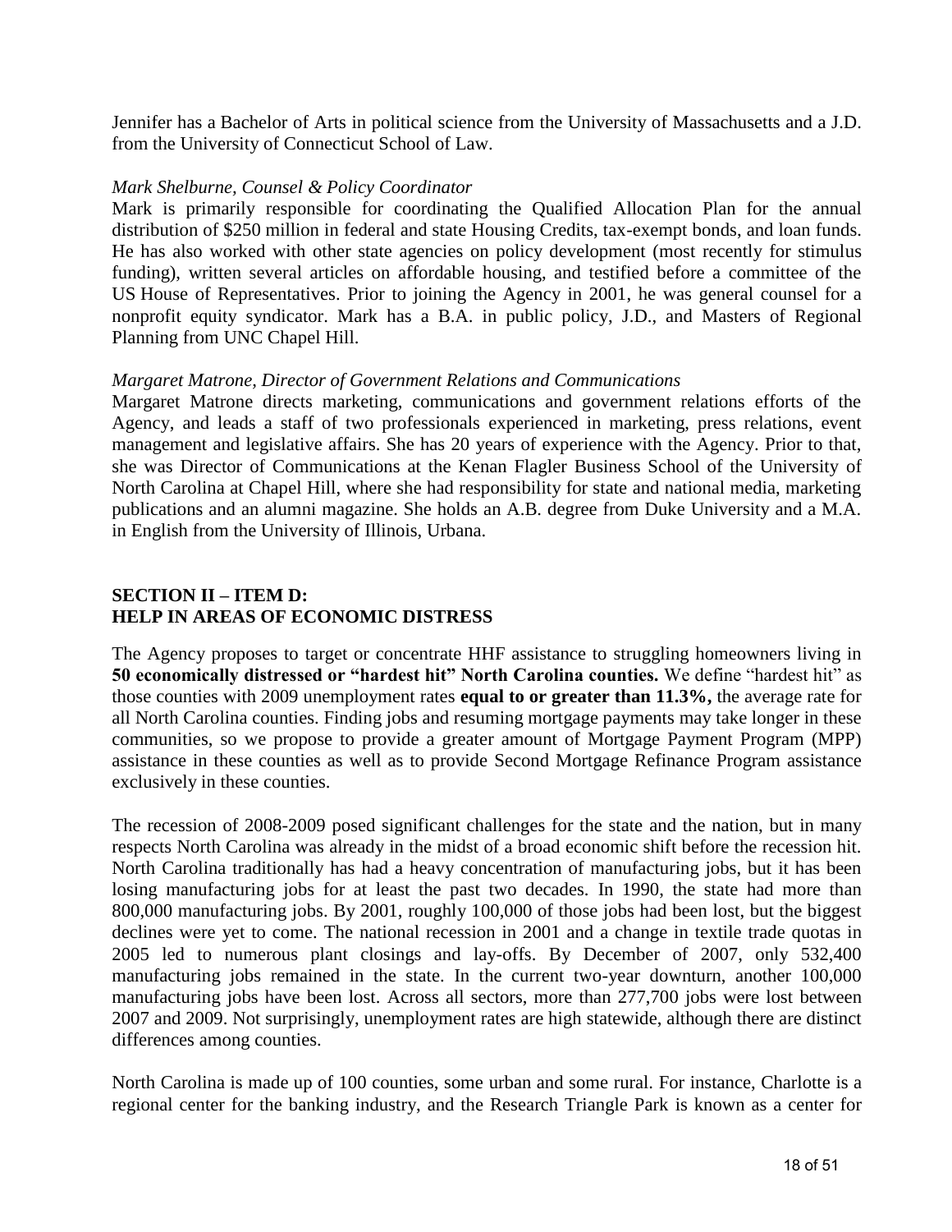Jennifer has a Bachelor of Arts in political science from the University of Massachusetts and a J.D. from the University of Connecticut School of Law.

*Mark Shelburne, Counsel & Policy Coordinator*

Mark is primarily responsible for coordinating the Qualified Allocation Plan for the annual distribution of $250 million in federal and state Housing Credits, tax-exempt bonds, and loan funds. He has also worked with other state agencies on policy development (most recently for stimulus funding), written several articles on affordable housing, and testified before a committee of the US House of Representatives. Prior to joining the Agency in 2001, he was general counsel for a nonprofit equity syndicator. Mark has a B.A. in public policy, J.D., and Masters of Regional Planning from UNC Chapel Hill.

*Margaret Matrone, Director of Government Relations and Communications*

Margaret Matrone directs marketing, communications and government relations efforts of the Agency, and leads a staff of two professionals experienced in marketing, press relations, event management and legislative affairs. She has 20 years of experience with the Agency. Prior to that, she was Director of Communications at the Kenan Flagler Business School of the University of North Carolina at Chapel Hill, where she had responsibility for state and national media, marketing publications and an alumni magazine. She holds an A.B. degree from Duke University and a M.A. in English from the University of Illinois, Urbana.

## SECTION II – ITEM D:
## HELP IN AREAS OF ECONOMIC DISTRESS

The Agency proposes to target or concentrate HHF assistance to struggling homeowners living in **50 economically distressed or "hardest hit" North Carolina counties.** We define "hardest hit" as those counties with 2009 unemployment rates **equal to or greater than 11.3%,** the average rate for all North Carolina counties. Finding jobs and resuming mortgage payments may take longer in these communities, so we propose to provide a greater amount of Mortgage Payment Program (MPP) assistance in these counties as well as to provide Second Mortgage Refinance Program assistance exclusively in these counties.

The recession of 2008-2009 posed significant challenges for the state and the nation, but in many respects North Carolina was already in the midst of a broad economic shift before the recession hit. North Carolina traditionally has had a heavy concentration of manufacturing jobs, but it has been losing manufacturing jobs for at least the past two decades. In 1990, the state had more than 800,000 manufacturing jobs. By 2001, roughly 100,000 of those jobs had been lost, but the biggest declines were yet to come. The national recession in 2001 and a change in textile trade quotas in 2005 led to numerous plant closings and lay-offs. By December of 2007, only 532,400 manufacturing jobs remained in the state. In the current two-year downturn, another 100,000 manufacturing jobs have been lost. Across all sectors, more than 277,700 jobs were lost between 2007 and 2009. Not surprisingly, unemployment rates are high statewide, although there are distinct differences among counties.

North Carolina is made up of 100 counties, some urban and some rural. For instance, Charlotte is a regional center for the banking industry, and the Research Triangle Park is known as a center for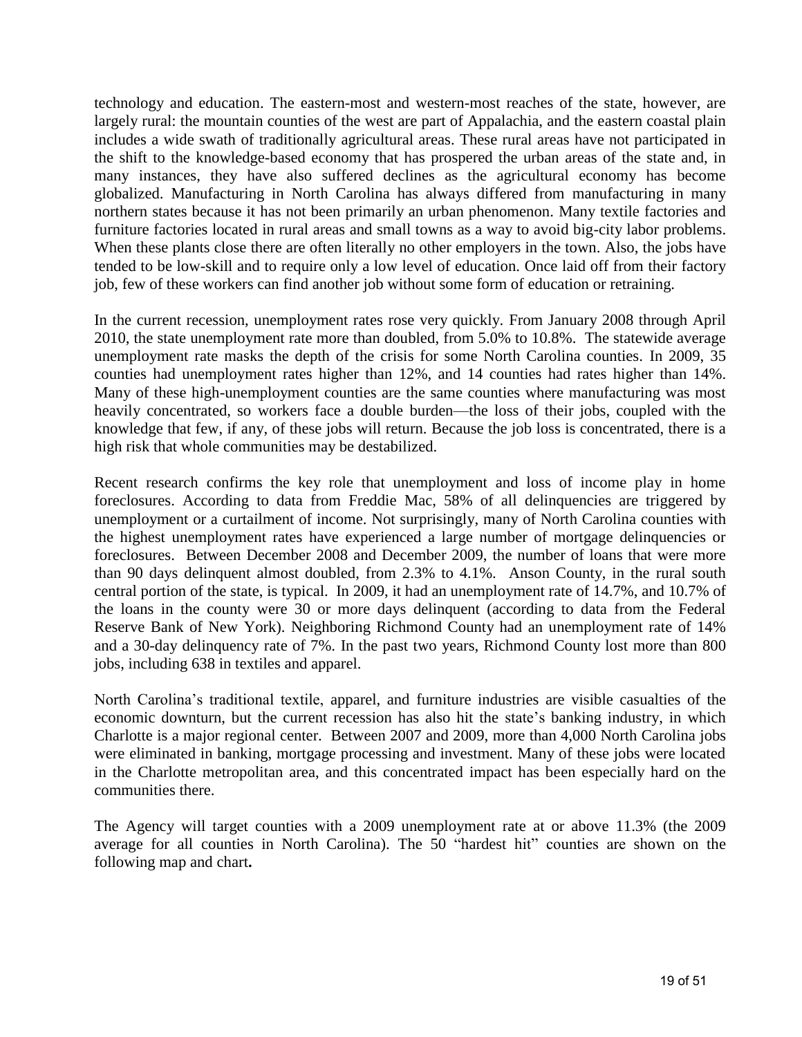technology and education. The eastern-most and western-most reaches of the state, however, are largely rural: the mountain counties of the west are part of Appalachia, and the eastern coastal plain includes a wide swath of traditionally agricultural areas. These rural areas have not participated in the shift to the knowledge-based economy that has prospered the urban areas of the state and, in many instances, they have also suffered declines as the agricultural economy has become globalized. Manufacturing in North Carolina has always differed from manufacturing in many northern states because it has not been primarily an urban phenomenon. Many textile factories and furniture factories located in rural areas and small towns as a way to avoid big-city labor problems. When these plants close there are often literally no other employers in the town. Also, the jobs have tended to be low-skill and to require only a low level of education. Once laid off from their factory job, few of these workers can find another job without some form of education or retraining.

In the current recession, unemployment rates rose very quickly. From January 2008 through April 2010, the state unemployment rate more than doubled, from 5.0% to 10.8%. The statewide average unemployment rate masks the depth of the crisis for some North Carolina counties. In 2009, 35 counties had unemployment rates higher than 12%, and 14 counties had rates higher than 14%. Many of these high-unemployment counties are the same counties where manufacturing was most heavily concentrated, so workers face a double burden—the loss of their jobs, coupled with the knowledge that few, if any, of these jobs will return. Because the job loss is concentrated, there is a high risk that whole communities may be destabilized.

Recent research confirms the key role that unemployment and loss of income play in home foreclosures. According to data from Freddie Mac, 58% of all delinquencies are triggered by unemployment or a curtailment of income. Not surprisingly, many of North Carolina counties with the highest unemployment rates have experienced a large number of mortgage delinquencies or foreclosures. Between December 2008 and December 2009, the number of loans that were more than 90 days delinquent almost doubled, from 2.3% to 4.1%. Anson County, in the rural south central portion of the state, is typical. In 2009, it had an unemployment rate of 14.7%, and 10.7% of the loans in the county were 30 or more days delinquent (according to data from the Federal Reserve Bank of New York). Neighboring Richmond County had an unemployment rate of 14% and a 30-day delinquency rate of 7%. In the past two years, Richmond County lost more than 800 jobs, including 638 in textiles and apparel.

North Carolina's traditional textile, apparel, and furniture industries are visible casualties of the economic downturn, but the current recession has also hit the state's banking industry, in which Charlotte is a major regional center. Between 2007 and 2009, more than 4,000 North Carolina jobs were eliminated in banking, mortgage processing and investment. Many of these jobs were located in the Charlotte metropolitan area, and this concentrated impact has been especially hard on the communities there.

The Agency will target counties with a 2009 unemployment rate at or above 11.3% (the 2009 average for all counties in North Carolina). The 50 "hardest hit" counties are shown on the following map and chart**.**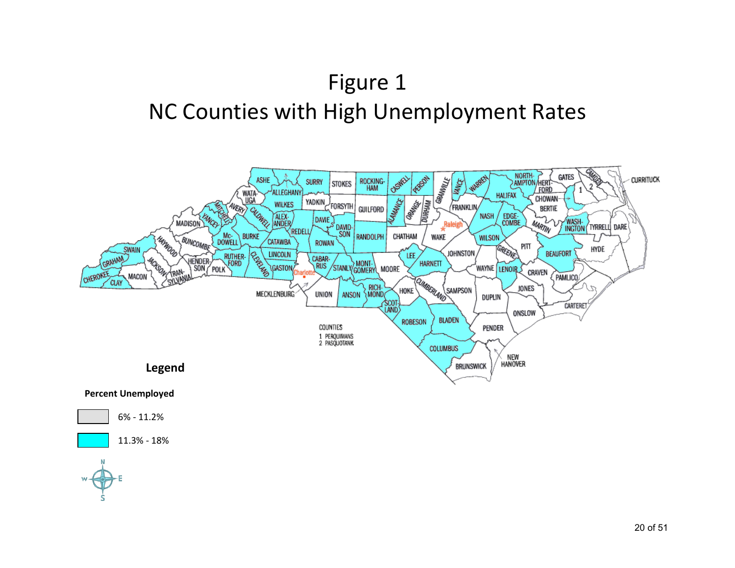# Figure 1

## NC Counties with High Unemployment Rates

**Legend**

**Percent Unemployed**

- 6% - 11.2%
- 11.3% - 18%

COUNTIES
1 PERQUIMANS
2 PASQUOTANK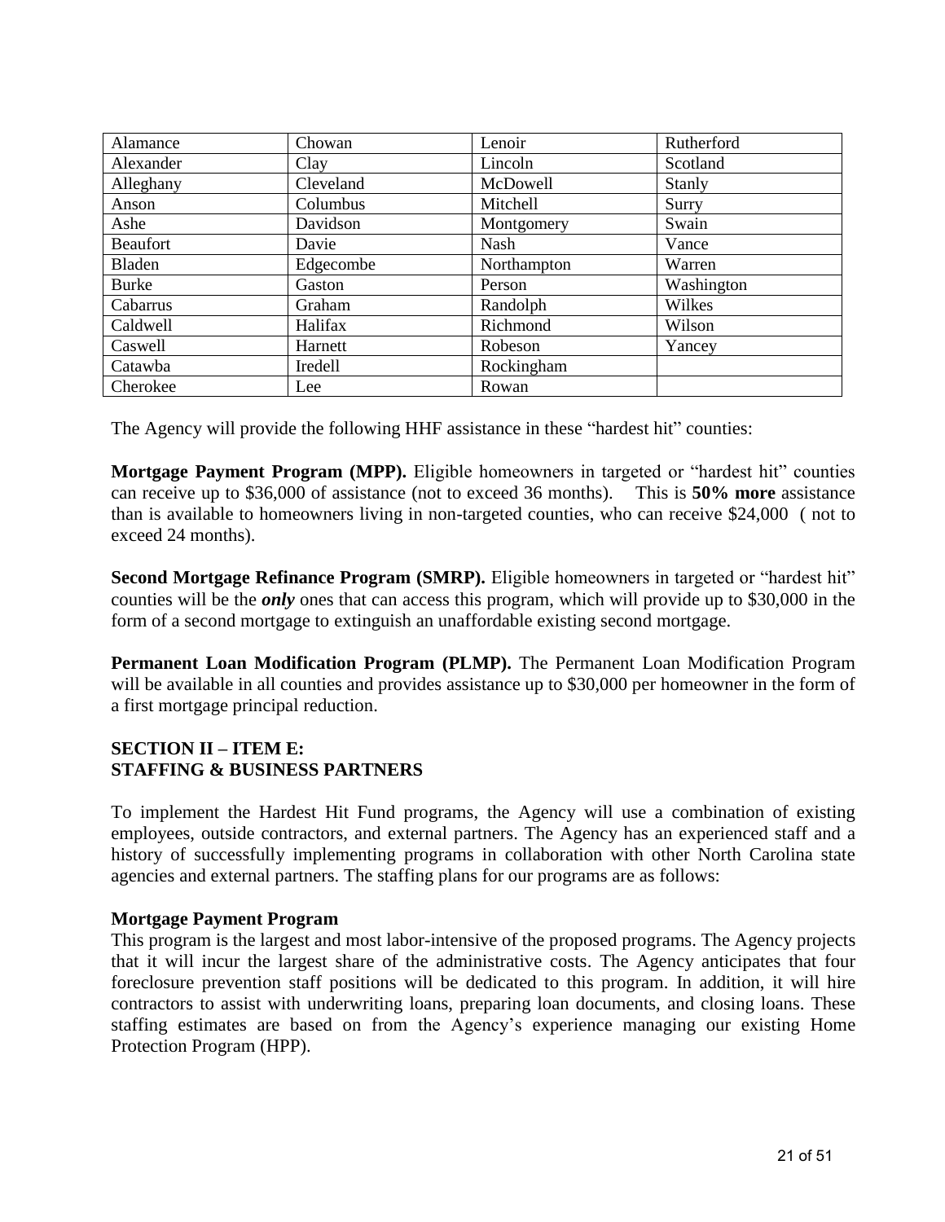| Alamance | Chowan | Lenoir | Rutherford |
|---|---|---|---|
| Alexander | Clay | Lincoln | Scotland |
| Alleghany | Cleveland | McDowell | Stanly |
| Anson | Columbus | Mitchell | Surry |
| Ashe | Davidson | Montgomery | Swain |
| Beaufort | Davie | Nash | Vance |
| Bladen | Edgecombe | Northampton | Warren |
| Burke | Gaston | Person | Washington |
| Cabarrus | Graham | Randolph | Wilkes |
| Caldwell | Halifax | Richmond | Wilson |
| Caswell | Harnett | Robeson | Yancey |
| Catawba | Iredell | Rockingham | |
| Cherokee | Lee | Rowan | |

The Agency will provide the following HHF assistance in these "hardest hit" counties:

**Mortgage Payment Program (MPP).** Eligible homeowners in targeted or "hardest hit" counties can receive up to $36,000 of assistance (not to exceed 36 months). This is **50% more** assistance than is available to homeowners living in non-targeted counties, who can receive $24,000 ( not to exceed 24 months).

**Second Mortgage Refinance Program (SMRP).** Eligible homeowners in targeted or "hardest hit" counties will be the ***only*** ones that can access this program, which will provide up to $30,000 in the form of a second mortgage to extinguish an unaffordable existing second mortgage.

**Permanent Loan Modification Program (PLMP).** The Permanent Loan Modification Program will be available in all counties and provides assistance up to $30,000 per homeowner in the form of a first mortgage principal reduction.

## SECTION II – ITEM E:
## STAFFING & BUSINESS PARTNERS

To implement the Hardest Hit Fund programs, the Agency will use a combination of existing employees, outside contractors, and external partners. The Agency has an experienced staff and a history of successfully implementing programs in collaboration with other North Carolina state agencies and external partners. The staffing plans for our programs are as follows:

### Mortgage Payment Program

This program is the largest and most labor-intensive of the proposed programs. The Agency projects that it will incur the largest share of the administrative costs. The Agency anticipates that four foreclosure prevention staff positions will be dedicated to this program. In addition, it will hire contractors to assist with underwriting loans, preparing loan documents, and closing loans. These staffing estimates are based on from the Agency's experience managing our existing Home Protection Program (HPP).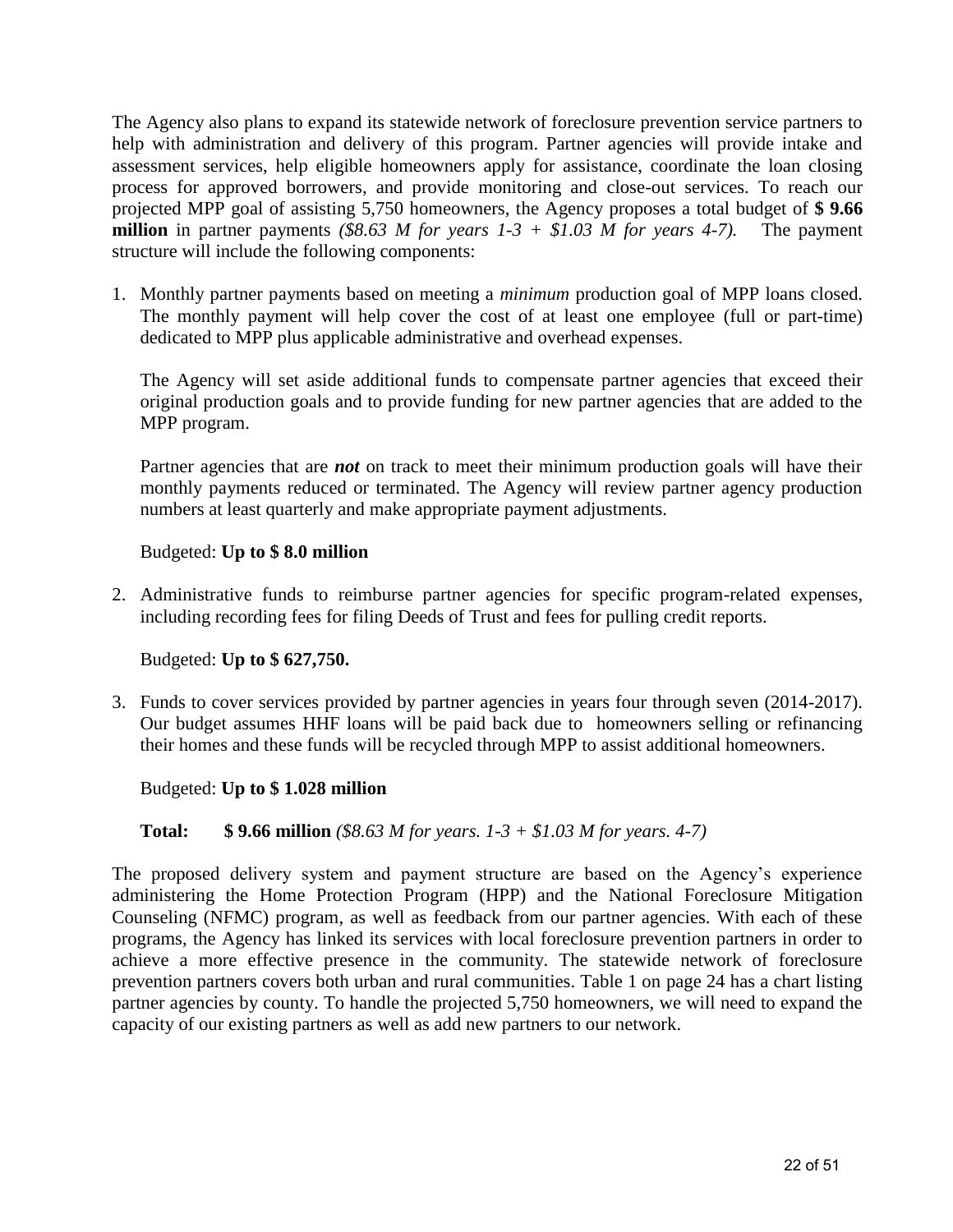The Agency also plans to expand its statewide network of foreclosure prevention service partners to help with administration and delivery of this program. Partner agencies will provide intake and assessment services, help eligible homeowners apply for assistance, coordinate the loan closing process for approved borrowers, and provide monitoring and close-out services. To reach our projected MPP goal of assisting 5,750 homeowners, the Agency proposes a total budget of **$ 9.66 million** in partner payments *($8.63 M for years 1-3 + $1.03 M for years 4-7).* The payment structure will include the following components:

1. Monthly partner payments based on meeting a *minimum* production goal of MPP loans closed. The monthly payment will help cover the cost of at least one employee (full or part-time) dedicated to MPP plus applicable administrative and overhead expenses.

   The Agency will set aside additional funds to compensate partner agencies that exceed their original production goals and to provide funding for new partner agencies that are added to the MPP program.

   Partner agencies that are ***not*** on track to meet their minimum production goals will have their monthly payments reduced or terminated. The Agency will review partner agency production numbers at least quarterly and make appropriate payment adjustments.

   Budgeted: **Up to $ 8.0 million**

2. Administrative funds to reimburse partner agencies for specific program-related expenses, including recording fees for filing Deeds of Trust and fees for pulling credit reports.

   Budgeted: **Up to $ 627,750.**

3. Funds to cover services provided by partner agencies in years four through seven (2014-2017). Our budget assumes HHF loans will be paid back due to homeowners selling or refinancing their homes and these funds will be recycled through MPP to assist additional homeowners.

   Budgeted: **Up to $ 1.028 million**

   **Total:** **$ 9.66 million** *($8.63 M for years. 1-3 + $1.03 M for years. 4-7)*

The proposed delivery system and payment structure are based on the Agency's experience administering the Home Protection Program (HPP) and the National Foreclosure Mitigation Counseling (NFMC) program, as well as feedback from our partner agencies. With each of these programs, the Agency has linked its services with local foreclosure prevention partners in order to achieve a more effective presence in the community. The statewide network of foreclosure prevention partners covers both urban and rural communities. Table 1 on page 24 has a chart listing partner agencies by county. To handle the projected 5,750 homeowners, we will need to expand the capacity of our existing partners as well as add new partners to our network.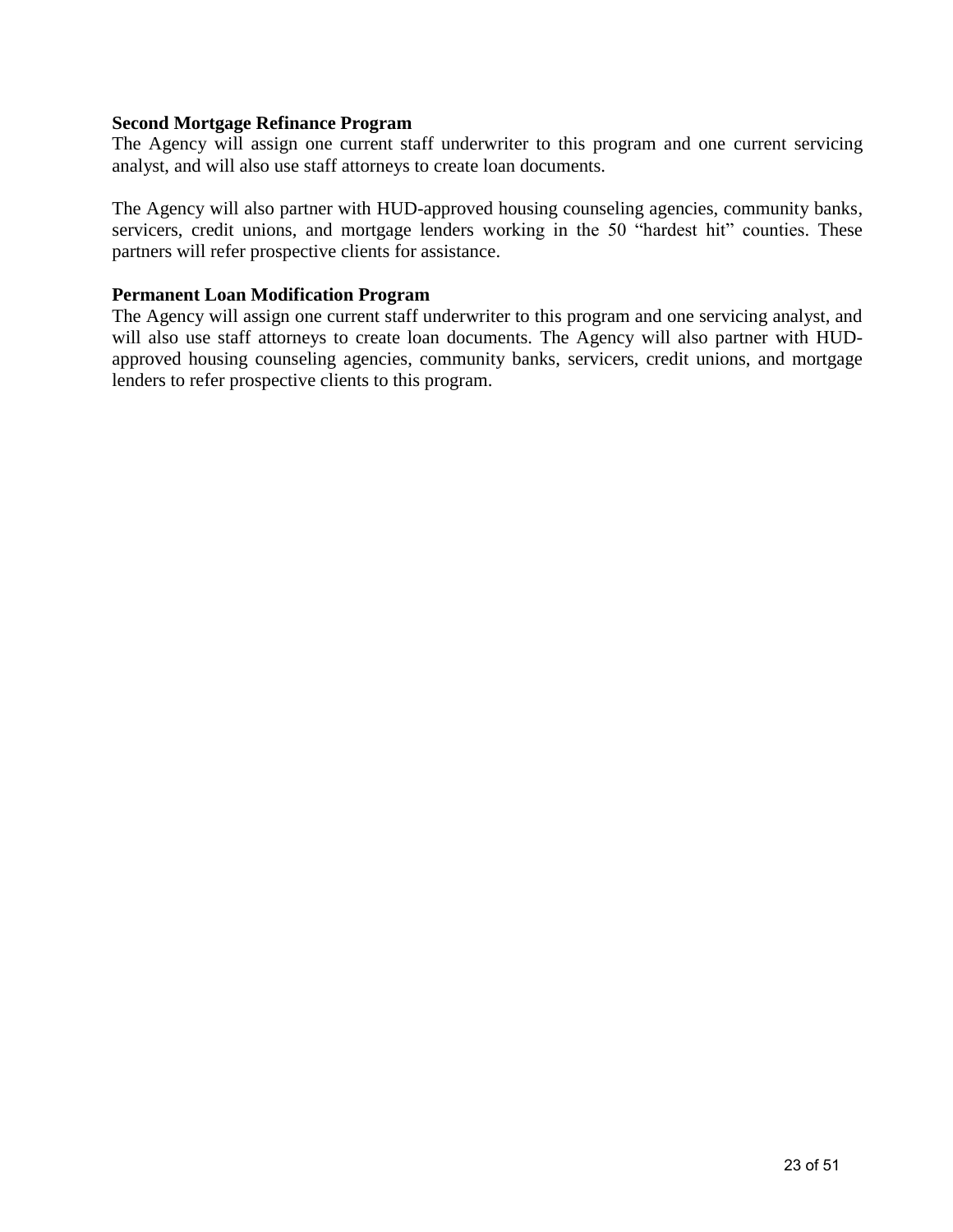**Second Mortgage Refinance Program**

The Agency will assign one current staff underwriter to this program and one current servicing analyst, and will also use staff attorneys to create loan documents.

The Agency will also partner with HUD-approved housing counseling agencies, community banks, servicers, credit unions, and mortgage lenders working in the 50 "hardest hit" counties. These partners will refer prospective clients for assistance.

**Permanent Loan Modification Program**

The Agency will assign one current staff underwriter to this program and one servicing analyst, and will also use staff attorneys to create loan documents. The Agency will also partner with HUD-approved housing counseling agencies, community banks, servicers, credit unions, and mortgage lenders to refer prospective clients to this program.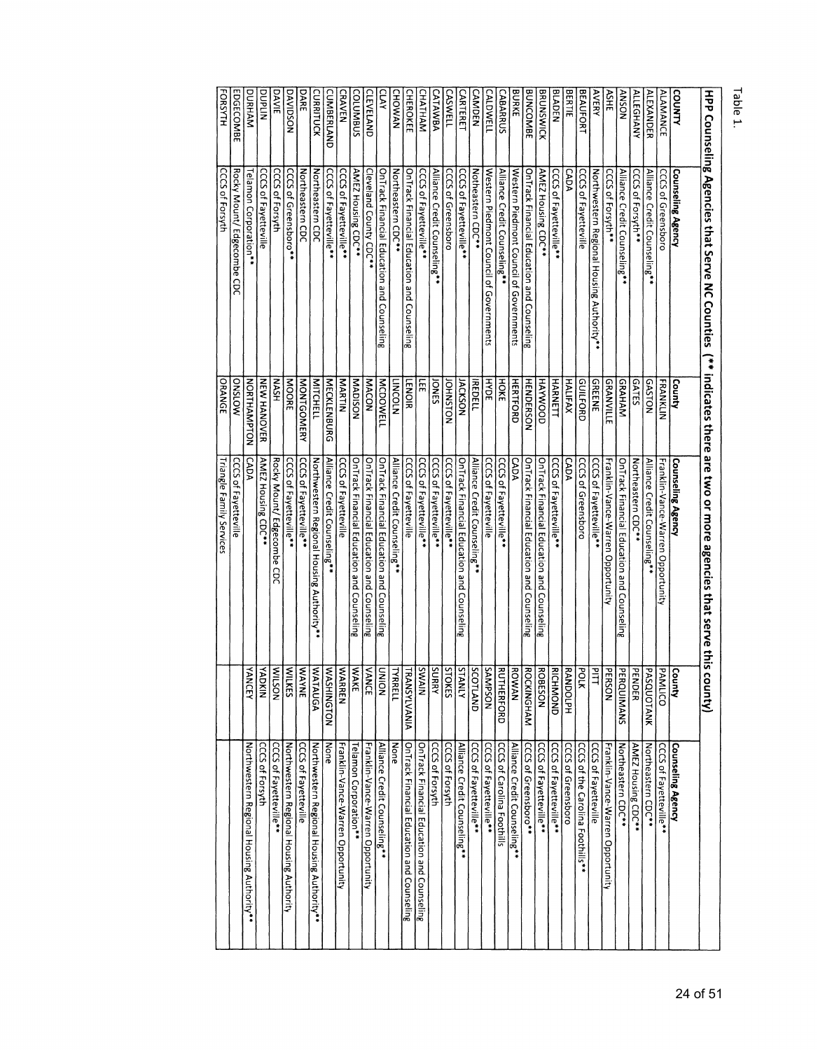Table 1.

HPP Counseling Agencies that Serve NC Counties (** indicates there are two or more agencies that serve this county)

| COUNTY | Counseling Agency | County | Counseling Agency | County | Counseling Agency |
|---|---|---|---|---|---|
| ALAMANCE | CCCS of Greensboro | FRANKLIN | Franklin-Vance-Warren Opportunity | PAMLICO | CCCS of Fayetteville** |
| ALEXANDER | Alliance Credit Counseling** | GASTON | Alliance Credit Counseling** | PASQUOTANK | Northeastern CDC** |
| ALLEGHANY | CCCS of Forsyth** | GATES | Northeastern CDC** | PENDER | AMEZ Housing CDC** |
| ANSON | Alliance Credit Counseling** | GRAHAM | OnTrack Financial Education and Counseling | PERQUIMANS | Northeastern CDC** |
| ASHE | CCCS of Forsyth** | GRANVILLE | Franklin-Vance-Warren Opportunity | PERSON | Franklin-Vance-Warren Opportunity |
| AVERY | Northwestern Regional Housing Authority** | GREENE | CCCS of Fayetteville** | PITT | CCCS of Fayetteville |
| BEAUFORT | CCCS of Fayetteville | GUILFORD | CCCS of Greensboro | POLK | CCCS of the Carolina Foothills** |
| BERTIE | CADA | HALIFAX | CADA | RANDOLPH | CCCS of Greensboro |
| BLADEN | CCCS of Fayetteville** | HARNETT | CCCS of Fayetteville** | RICHMOND | CCCS of Fayetteville** |
| BRUNSWICK | AMEZ Housing CDC** | HAYWOOD | OnTrack Financial Education and Counseling | ROBESON | CCCS of Fayetteville** |
| BUNCOMBE | OnTrack Financial Education and Counseling | HENDERSON | OnTrack Financial Education and Counseling | ROCKINGHAM | CCCS of Greensboro** |
| BURKE | Western Piedmont Council of Governments | HERTFORD | CADA | ROWAN | Alliance Credit Counseling** |
| CABARRUS | Alliance Credit Counseling** | HOKE | CCCS of Fayetteville** | RUTHERFORD | CCCS of Carolina Foothills |
| CALDWELL | Western Piedmont Council of Governments | HYDE | CCCS of Fayetteville | SAMPSON | CCCS of Fayetteville** |
| CAMDEN | Notheastern CDC** | IREDELL | Alliance Credit Counseling** | SCOTLAND | CCCS of Fayetteville** |
| CARTERET | CCCS of Fayetteville** | JACKSON | OnTrack Financial Education and Counseling | STANLY | Alliance Credit Counseling** |
| CASWELL | CCCS of Greensboro | JOHNSTON | CCCS of Fayetteville** | STOKES | CCCS of Forsyth |
| CATAWBA | Alliance Credit Counseling** | JONES | CCCS of Fayetteville** | SURRY | CCCS of Forsyth |
| CHATHAM | CCCS of Fayetteville** | LEE | CCCS of Fayetteville** | SWAIN | OnTrack Financial Education and Counseling |
| CHEROKEE | OnTrack Financial Education and Counseling | LENOIR | CCCS of Fayetteville | TRANSYLVANIA | OnTrack Financial Education and Counseling |
| CHOWAN | Northeastern CDC** | LINCOLN | Alliance Credit Counseling** | TYRRELL | None |
| CLAY | OnTrack Financial Education and Counseling | MCDOWELL | OnTrack Financial Education and Counseling | UNION | Alliance Credit Counseling** |
| CLEVELAND | Cleveland County CDC** | MACON | OnTrack Financial Education and Counseling | VANCE | Franklin-Vance-Warren Opportunity |
| COLUMBUS | AMEZ Housing CDC** | MADISON | OnTrack Financial Education and Counseling | WAKE | Telamon Corporation** |
| CRAVEN | CCCS of Fayetteville** | MARTIN | CCCS of Fayetteville | WARREN | Franklin-Vance-Warren Opportunity |
| CUMBERLAND | CCCS of Fayetteville** | MECKLENBURG | Alliance Credit Counseling** | WASHINGTON | None |
| CURRITUCK | Northeastern CDC | MITCHELL | Northwestern Regional Housing Authority** | WATAUGA | Northwestern Regional Housing Authority** |
| DARE | Northeastern CDC | MONTGOMERY | CCCS of Fayetteville** | WAYNE | CCCS of Fayetteville |
| DAVIDSON | CCCS of Greensboro** | MOORE | CCCS of Fayetteville** | WILKES | Northwestern Regional Housing Authority |
| DAVIE | CCCS of Forsyth | NASH | Rocky Mount/ Edgecombe CDC | WILSON | CCCS of Fayetteville** |
| DUPLIN | CCCS of Fayetteville | NEW HANOVER | AMEZ Housing CDC** | YADKIN | CCCS of Forsyth |
| DURHAM | Telamon Corporation** | NORTHAMPTON | CADA | YANCEY | Northwestern Regional Housing Authority** |
| EDGECOMBE | Rocky Mount/ Edgecombe CDC | ONSLOW | CCCS of Fayetteville | | |
| FORSYTH | CCCS of Forsyth | ORANGE | Triangle Family Services | | |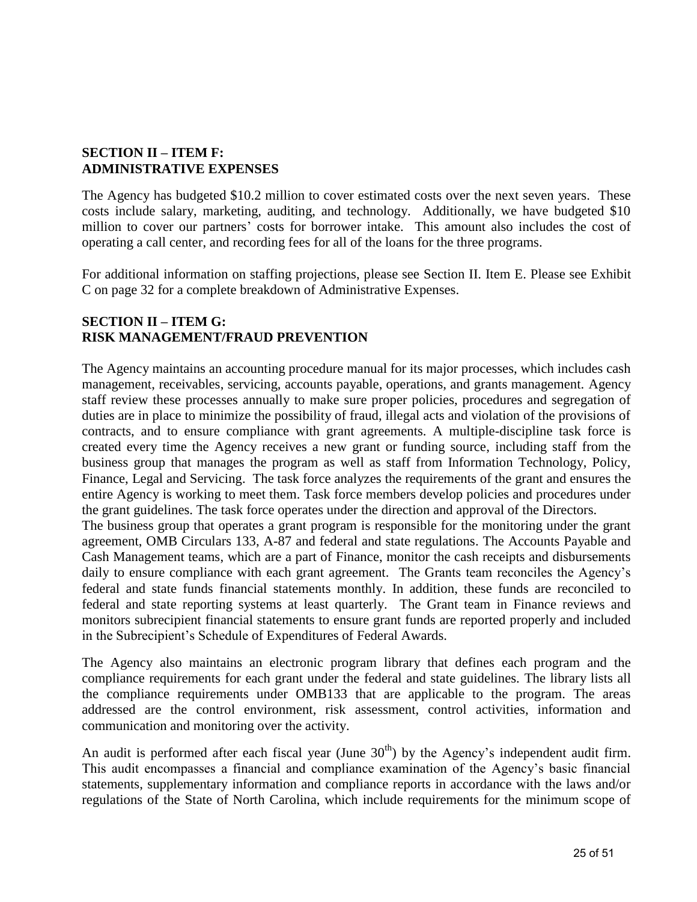## SECTION II – ITEM F: ADMINISTRATIVE EXPENSES

The Agency has budgeted \$10.2 million to cover estimated costs over the next seven years. These costs include salary, marketing, auditing, and technology. Additionally, we have budgeted \$10 million to cover our partners' costs for borrower intake. This amount also includes the cost of operating a call center, and recording fees for all of the loans for the three programs.

For additional information on staffing projections, please see Section II. Item E. Please see Exhibit C on page 32 for a complete breakdown of Administrative Expenses.

## SECTION II – ITEM G: RISK MANAGEMENT/FRAUD PREVENTION

The Agency maintains an accounting procedure manual for its major processes, which includes cash management, receivables, servicing, accounts payable, operations, and grants management. Agency staff review these processes annually to make sure proper policies, procedures and segregation of duties are in place to minimize the possibility of fraud, illegal acts and violation of the provisions of contracts, and to ensure compliance with grant agreements. A multiple-discipline task force is created every time the Agency receives a new grant or funding source, including staff from the business group that manages the program as well as staff from Information Technology, Policy, Finance, Legal and Servicing. The task force analyzes the requirements of the grant and ensures the entire Agency is working to meet them. Task force members develop policies and procedures under the grant guidelines. The task force operates under the direction and approval of the Directors.

The business group that operates a grant program is responsible for the monitoring under the grant agreement, OMB Circulars 133, A-87 and federal and state regulations. The Accounts Payable and Cash Management teams, which are a part of Finance, monitor the cash receipts and disbursements daily to ensure compliance with each grant agreement. The Grants team reconciles the Agency's federal and state funds financial statements monthly. In addition, these funds are reconciled to federal and state reporting systems at least quarterly. The Grant team in Finance reviews and monitors subrecipient financial statements to ensure grant funds are reported properly and included in the Subrecipient's Schedule of Expenditures of Federal Awards.

The Agency also maintains an electronic program library that defines each program and the compliance requirements for each grant under the federal and state guidelines. The library lists all the compliance requirements under OMB133 that are applicable to the program. The areas addressed are the control environment, risk assessment, control activities, information and communication and monitoring over the activity.

An audit is performed after each fiscal year (June 30th) by the Agency's independent audit firm. This audit encompasses a financial and compliance examination of the Agency's basic financial statements, supplementary information and compliance reports in accordance with the laws and/or regulations of the State of North Carolina, which include requirements for the minimum scope of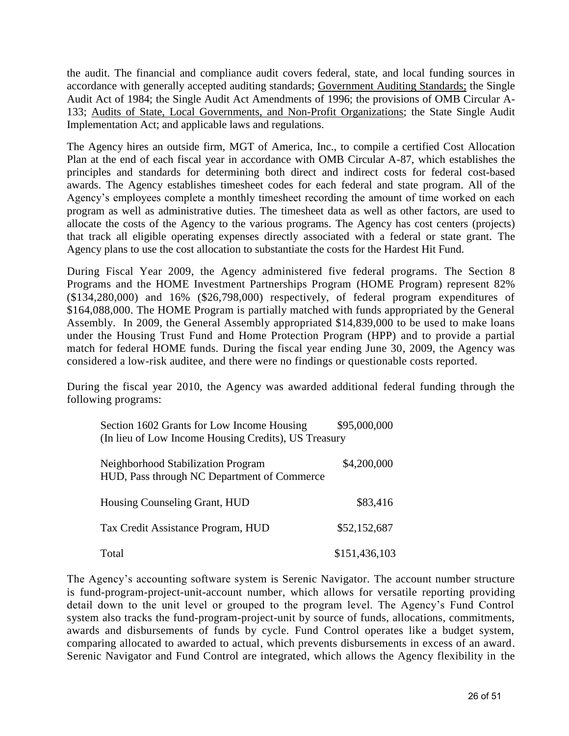the audit. The financial and compliance audit covers federal, state, and local funding sources in accordance with generally accepted auditing standards; Government Auditing Standards; the Single Audit Act of 1984; the Single Audit Act Amendments of 1996; the provisions of OMB Circular A-133; Audits of State, Local Governments, and Non-Profit Organizations; the State Single Audit Implementation Act; and applicable laws and regulations.

The Agency hires an outside firm, MGT of America, Inc., to compile a certified Cost Allocation Plan at the end of each fiscal year in accordance with OMB Circular A-87, which establishes the principles and standards for determining both direct and indirect costs for federal cost-based awards. The Agency establishes timesheet codes for each federal and state program. All of the Agency's employees complete a monthly timesheet recording the amount of time worked on each program as well as administrative duties. The timesheet data as well as other factors, are used to allocate the costs of the Agency to the various programs. The Agency has cost centers (projects) that track all eligible operating expenses directly associated with a federal or state grant. The Agency plans to use the cost allocation to substantiate the costs for the Hardest Hit Fund.

During Fiscal Year 2009, the Agency administered five federal programs. The Section 8 Programs and the HOME Investment Partnerships Program (HOME Program) represent 82% ($134,280,000) and 16% ($26,798,000) respectively, of federal program expenditures of $164,088,000. The HOME Program is partially matched with funds appropriated by the General Assembly. In 2009, the General Assembly appropriated $14,839,000 to be used to make loans under the Housing Trust Fund and Home Protection Program (HPP) and to provide a partial match for federal HOME funds. During the fiscal year ending June 30, 2009, the Agency was considered a low-risk auditee, and there were no findings or questionable costs reported.

During the fiscal year 2010, the Agency was awarded additional federal funding through the following programs:

| Program | Amount |
|---|---|
| Section 1602 Grants for Low Income Housing (In lieu of Low Income Housing Credits), US Treasury | $95,000,000 |
| Neighborhood Stabilization Program HUD, Pass through NC Department of Commerce | $4,200,000 |
| Housing Counseling Grant, HUD | $83,416 |
| Tax Credit Assistance Program, HUD | $52,152,687 |
| Total | $151,436,103 |

The Agency's accounting software system is Serenic Navigator. The account number structure is fund-program-project-unit-account number, which allows for versatile reporting providing detail down to the unit level or grouped to the program level. The Agency's Fund Control system also tracks the fund-program-project-unit by source of funds, allocations, commitments, awards and disbursements of funds by cycle. Fund Control operates like a budget system, comparing allocated to awarded to actual, which prevents disbursements in excess of an award. Serenic Navigator and Fund Control are integrated, which allows the Agency flexibility in the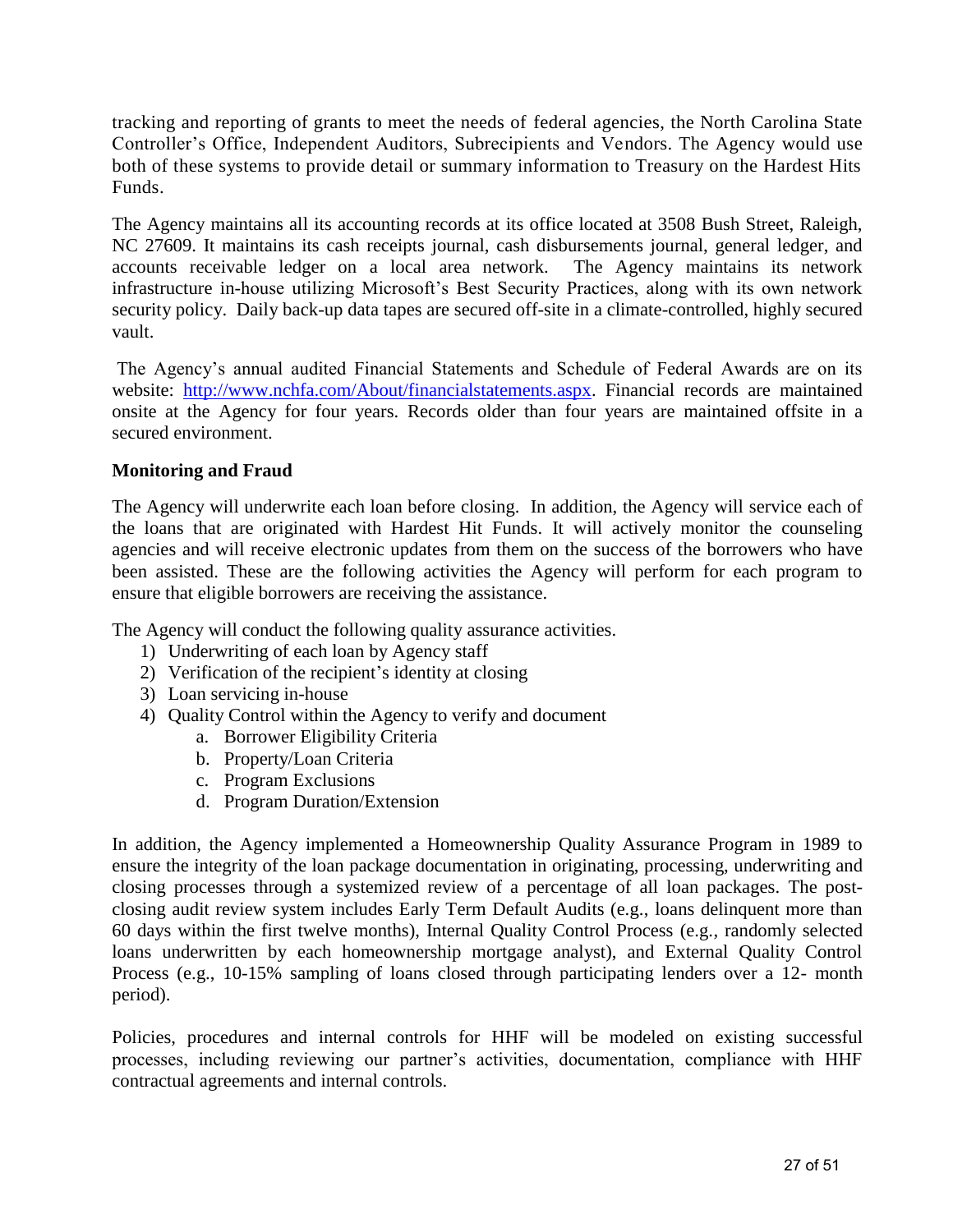tracking and reporting of grants to meet the needs of federal agencies, the North Carolina State Controller's Office, Independent Auditors, Subrecipients and Vendors. The Agency would use both of these systems to provide detail or summary information to Treasury on the Hardest Hits Funds.

The Agency maintains all its accounting records at its office located at 3508 Bush Street, Raleigh, NC 27609. It maintains its cash receipts journal, cash disbursements journal, general ledger, and accounts receivable ledger on a local area network. The Agency maintains its network infrastructure in-house utilizing Microsoft's Best Security Practices, along with its own network security policy. Daily back-up data tapes are secured off-site in a climate-controlled, highly secured vault.

The Agency's annual audited Financial Statements and Schedule of Federal Awards are on its website: [http://www.nchfa.com/About/financialstatements.aspx](http://www.nchfa.com/About/financialstatements.aspx). Financial records are maintained onsite at the Agency for four years. Records older than four years are maintained offsite in a secured environment.

**Monitoring and Fraud**

The Agency will underwrite each loan before closing. In addition, the Agency will service each of the loans that are originated with Hardest Hit Funds. It will actively monitor the counseling agencies and will receive electronic updates from them on the success of the borrowers who have been assisted. These are the following activities the Agency will perform for each program to ensure that eligible borrowers are receiving the assistance.

The Agency will conduct the following quality assurance activities.

1) Underwriting of each loan by Agency staff
2) Verification of the recipient's identity at closing
3) Loan servicing in-house
4) Quality Control within the Agency to verify and document
    a. Borrower Eligibility Criteria
    b. Property/Loan Criteria
    c. Program Exclusions
    d. Program Duration/Extension

In addition, the Agency implemented a Homeownership Quality Assurance Program in 1989 to ensure the integrity of the loan package documentation in originating, processing, underwriting and closing processes through a systemized review of a percentage of all loan packages. The post-closing audit review system includes Early Term Default Audits (e.g., loans delinquent more than 60 days within the first twelve months), Internal Quality Control Process (e.g., randomly selected loans underwritten by each homeownership mortgage analyst), and External Quality Control Process (e.g., 10-15% sampling of loans closed through participating lenders over a 12- month period).

Policies, procedures and internal controls for HHF will be modeled on existing successful processes, including reviewing our partner's activities, documentation, compliance with HHF contractual agreements and internal controls.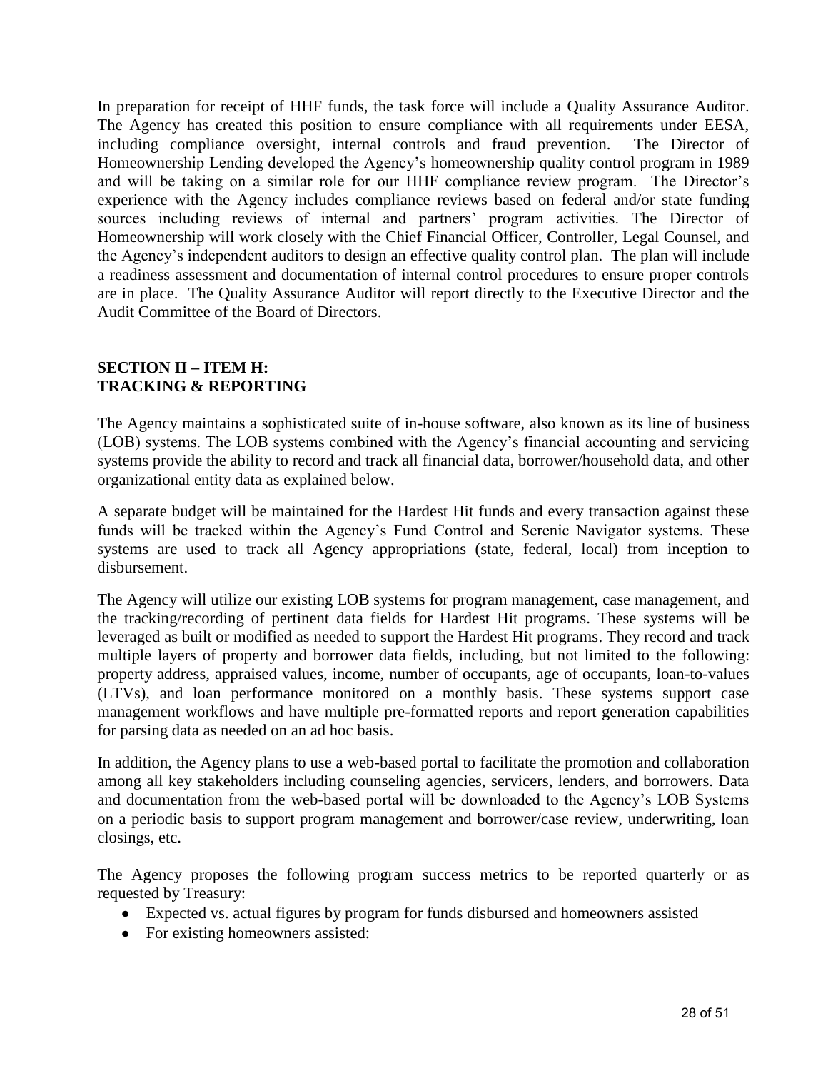In preparation for receipt of HHF funds, the task force will include a Quality Assurance Auditor. The Agency has created this position to ensure compliance with all requirements under EESA, including compliance oversight, internal controls and fraud prevention. The Director of Homeownership Lending developed the Agency's homeownership quality control program in 1989 and will be taking on a similar role for our HHF compliance review program. The Director's experience with the Agency includes compliance reviews based on federal and/or state funding sources including reviews of internal and partners' program activities. The Director of Homeownership will work closely with the Chief Financial Officer, Controller, Legal Counsel, and the Agency's independent auditors to design an effective quality control plan. The plan will include a readiness assessment and documentation of internal control procedures to ensure proper controls are in place. The Quality Assurance Auditor will report directly to the Executive Director and the Audit Committee of the Board of Directors.

## SECTION II – ITEM H: TRACKING & REPORTING

The Agency maintains a sophisticated suite of in-house software, also known as its line of business (LOB) systems. The LOB systems combined with the Agency's financial accounting and servicing systems provide the ability to record and track all financial data, borrower/household data, and other organizational entity data as explained below.

A separate budget will be maintained for the Hardest Hit funds and every transaction against these funds will be tracked within the Agency's Fund Control and Serenic Navigator systems. These systems are used to track all Agency appropriations (state, federal, local) from inception to disbursement.

The Agency will utilize our existing LOB systems for program management, case management, and the tracking/recording of pertinent data fields for Hardest Hit programs. These systems will be leveraged as built or modified as needed to support the Hardest Hit programs. They record and track multiple layers of property and borrower data fields, including, but not limited to the following: property address, appraised values, income, number of occupants, age of occupants, loan-to-values (LTVs), and loan performance monitored on a monthly basis. These systems support case management workflows and have multiple pre-formatted reports and report generation capabilities for parsing data as needed on an ad hoc basis.

In addition, the Agency plans to use a web-based portal to facilitate the promotion and collaboration among all key stakeholders including counseling agencies, servicers, lenders, and borrowers. Data and documentation from the web-based portal will be downloaded to the Agency's LOB Systems on a periodic basis to support program management and borrower/case review, underwriting, loan closings, etc.

The Agency proposes the following program success metrics to be reported quarterly or as requested by Treasury:

- Expected vs. actual figures by program for funds disbursed and homeowners assisted
- For existing homeowners assisted: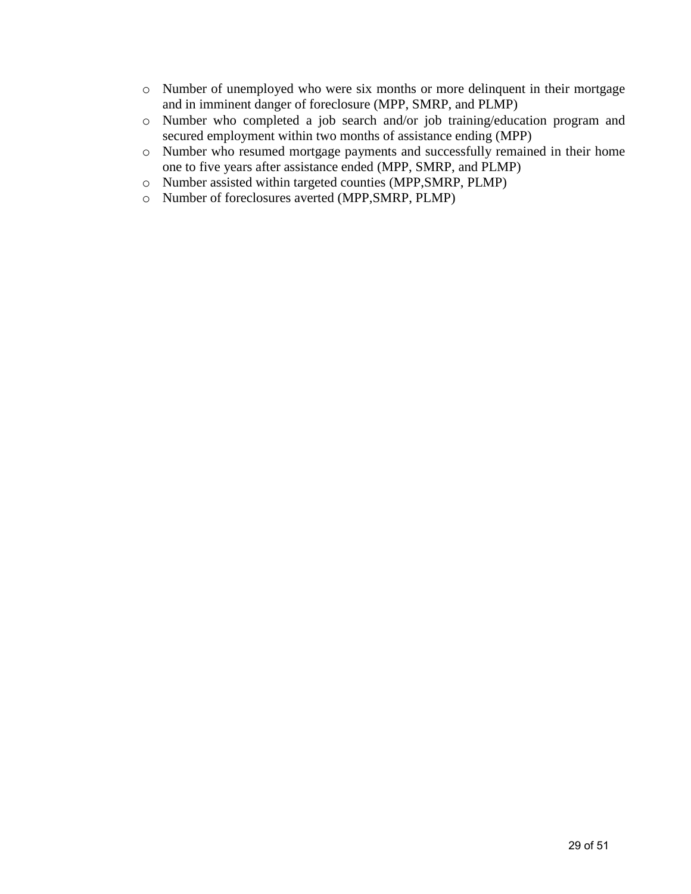- Number of unemployed who were six months or more delinquent in their mortgage and in imminent danger of foreclosure (MPP, SMRP, and PLMP)
- Number who completed a job search and/or job training/education program and secured employment within two months of assistance ending (MPP)
- Number who resumed mortgage payments and successfully remained in their home one to five years after assistance ended (MPP, SMRP, and PLMP)
- Number assisted within targeted counties (MPP,SMRP, PLMP)
- Number of foreclosures averted (MPP,SMRP, PLMP)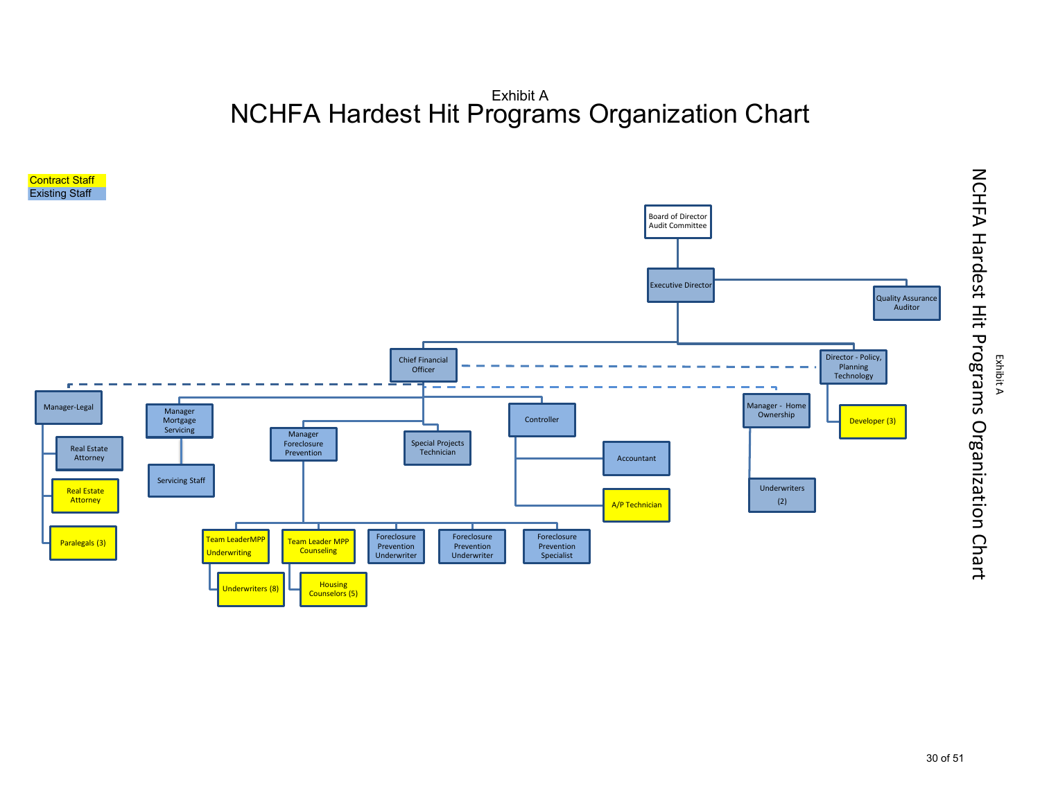Exhibit A

# NCHFA Hardest Hit Programs Organization Chart

Contract Staff
Existing Staff

Board of Director Audit Committee

Executive Director

Quality Assurance Auditor

Chief Financial Officer

Director - Policy, Planning Technology

Developer (3)

Manager-Legal

Real Estate Attorney

Real Estate Attorney

Paralegals (3)

Manager Mortgage Servicing

Servicing Staff

Manager Foreclosure Prevention

Special Projects Technician

Controller

Accountant

A/P Technician

Manager - Home Ownership

Underwriters (2)

Team LeaderMPP Underwriting

Underwriters (8)

Team Leader MPP Counseling

Housing Counselors (5)

Foreclosure Prevention Underwriter

Foreclosure Prevention Underwriter

Foreclosure Prevention Specialist